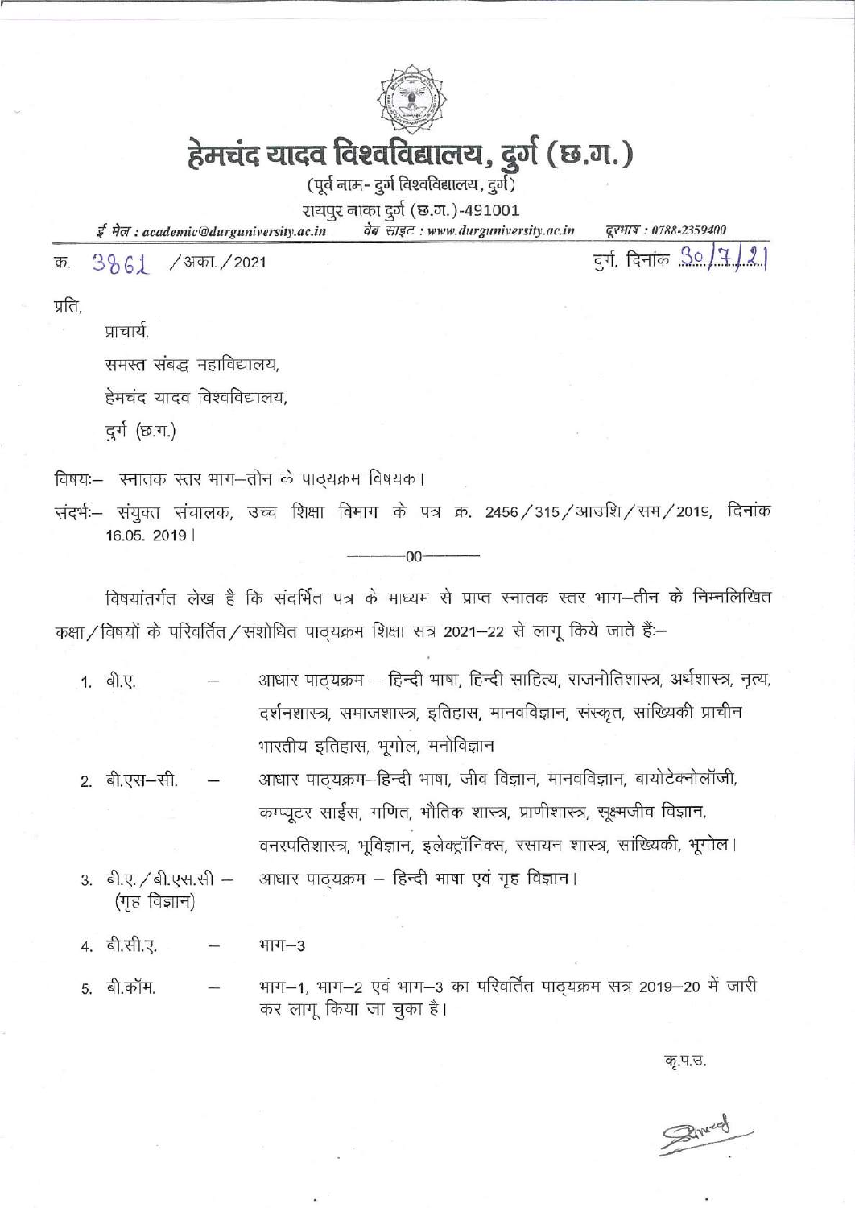# हेमचंद यादव विश्वविद्यालय, दुर्ग (छ.ग.)

(पूर्व नाम- दुर्ग विश्वविद्यालय, दुर्ग)

रायपुर नाका दुर्ग (छ.ग.)-491001

*ई मेल : academic@durguniversity.ac.in* *वेब साइट : www.durguniversity.ac.in* *दूरभाष : 0788-2359400*

क्र. 3861 /अका./2021 दुर्ग, दिनांक 30/7/21

प्रति,

प्राचार्य,

समस्त संबद्ध महाविद्यालय,

हेमचंद यादव विश्वविद्यालय,

दुर्ग (छ.ग.)

विषयः– स्नातक स्तर भाग–तीन के पाठ्यक्रम विषयक।

संदर्भः– संयुक्त संचालक, उच्च शिक्षा विभाग के पत्र क्र. 2456/315/आउशि/सम/2019, दिनांक 16.05. 2019।

––––––00––––––

विषयांतर्गत लेख है कि संदर्भित पत्र के माध्यम से प्राप्त स्नातक स्तर भाग–तीन के निम्नलिखित कक्षा/विषयों के परिवर्तित/संशोधित पाठ्यक्रम शिक्षा सत्र 2021–22 से लागू किये जाते हैं:–

1. बी.ए. – आधार पाठ्यक्रम – हिन्दी भाषा, हिन्दी साहित्य, राजनीतिशास्त्र, अर्थशास्त्र, नृत्य, दर्शनशास्त्र, समाजशास्त्र, इतिहास, मानवविज्ञान, संस्कृत, सांख्यिकी प्राचीन भारतीय इतिहास, भूगोल, मनोविज्ञान
2. बी.एस–सी. – आधार पाठ्यक्रम–हिन्दी भाषा, जीव विज्ञान, मानवविज्ञान, बायोटेक्नोलॉजी, कम्प्यूटर साईस, गणित, भौतिक शास्त्र, प्राणीशास्त्र, सूक्ष्मजीव विज्ञान, वनस्पतिशास्त्र, भूविज्ञान, इलेक्ट्रॉनिक्स, रसायन शास्त्र, सांख्यिकी, भूगोल।
3. बी.ए./बी.एस.सी (गृह विज्ञान) – आधार पाठ्यक्रम – हिन्दी भाषा एवं गृह विज्ञान।
4. बी.सी.ए. – भाग–3
5. बी.कॉम. – भाग–1, भाग–2 एवं भाग–3 का परिवर्तित पाठ्यक्रम सत्र 2019–20 में जारी कर लागू किया जा चुका है।

कृ.प.उ.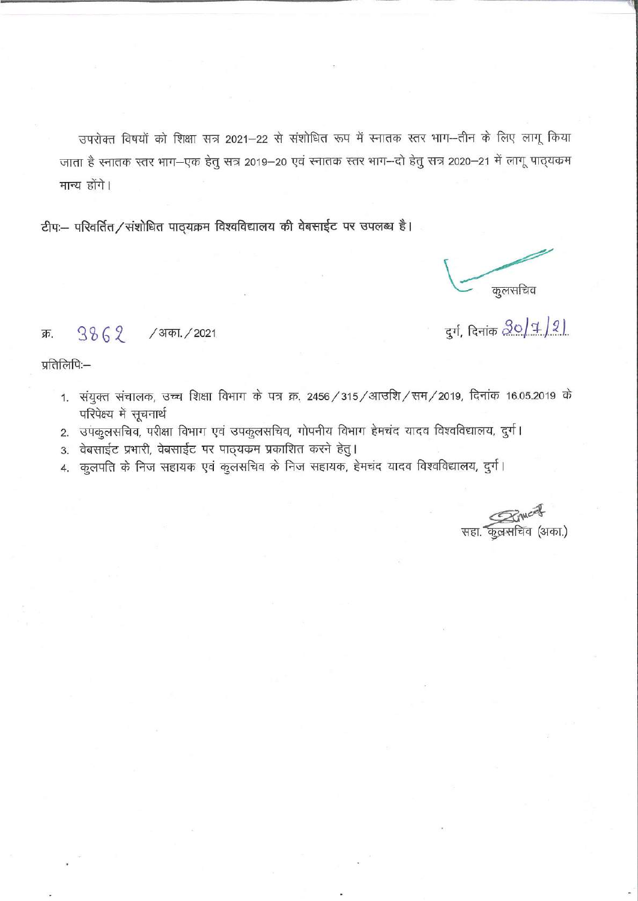उपरोक्त विषयों को शिक्षा सत्र 2021–22 से संशोधित रूप में स्नातक स्तर भाग–तीन के लिए लागू किया जाता है स्नातक स्तर भाग–एक हेतु सत्र 2019–20 एवं स्नातक स्तर भाग–दो हेतु सत्र 2020–21 में लागू पाठ्यक्रम मान्य होंगे।

टीपः– परिवर्तित/संशोधित पाठ्यक्रम विश्वविद्यालय की वेबसाईट पर उपलब्ध है।

कुलसचिव

क्र. 3862 /अका./2021

दुर्ग, दिनांक 30/7/21

प्रतिलिपिः–

1. संयुक्त संचालक, उच्च शिक्षा विभाग के पत्र क्र. 2456/315/आउशि/सम/2019, दिनांक 16.05.2019 के परिपेक्ष्य में सूचनार्थ
2. उपकुलसचिव, परीक्षा विभाग एवं उपकुलसचिव, गोपनीय विभाग हेमचंद यादव विश्वविद्यालय, दुर्ग।
3. वेबसाईट प्रभारी, वेबसाईट पर पाठ्यक्रम प्रकाशित करने हेतु।
4. कुलपति के निज सहायक एवं कुलसचिव के निज सहायक, हेमचंद यादव विश्वविद्यालय, दुर्ग।

सहा. कुलसचिव (अका.)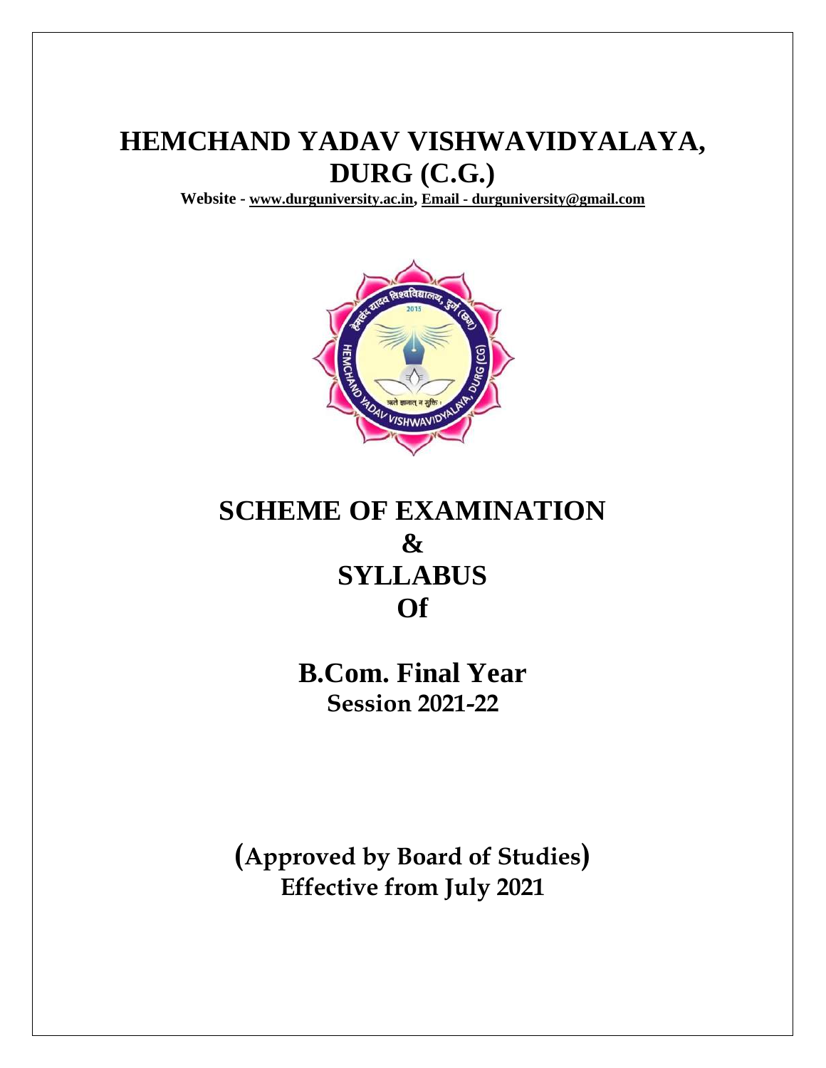# HEMCHAND YADAV VISHWAVIDYALAYA, DURG (C.G.)

**Website - www.durguniversity.ac.in, Email - durguniversity@gmail.com**

# SCHEME OF EXAMINATION
# &
# SYLLABUS
# Of

## B.Com. Final Year
### Session 2021-22

**(Approved by Board of Studies)**
**Effective from July 2021**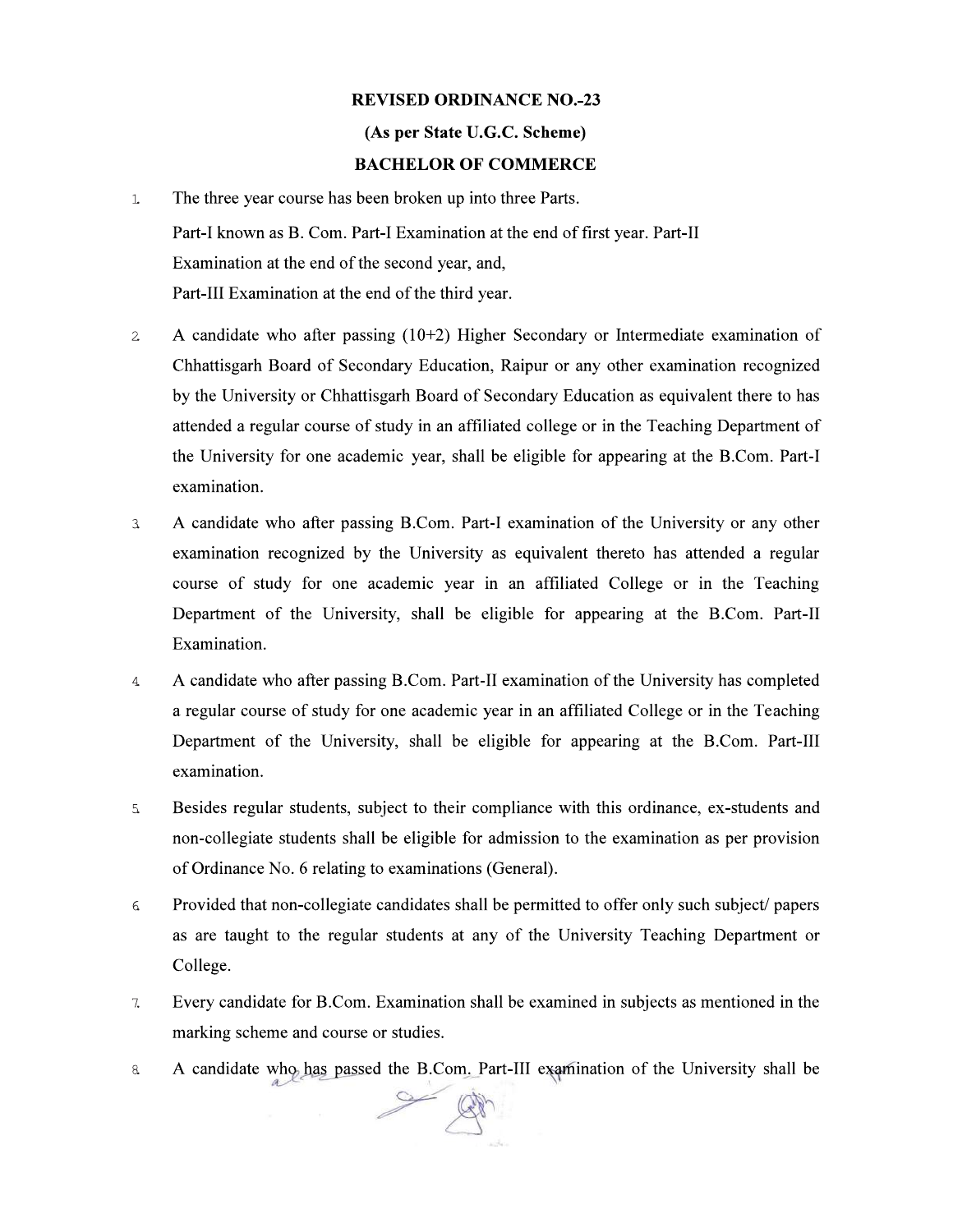**REVISED ORDINANCE NO.-23**

**(As per State U.G.C. Scheme)**

**BACHELOR OF COMMERCE**

1. The three year course has been broken up into three Parts.

   Part-I known as B. Com. Part-I Examination at the end of first year. Part-II Examination at the end of the second year, and,

   Part-III Examination at the end of the third year.

2. A candidate who after passing (10+2) Higher Secondary or Intermediate examination of Chhattisgarh Board of Secondary Education, Raipur or any other examination recognized by the University or Chhattisgarh Board of Secondary Education as equivalent there to has attended a regular course of study in an affiliated college or in the Teaching Department of the University for one academic year, shall be eligible for appearing at the B.Com. Part-I examination.

3. A candidate who after passing B.Com. Part-I examination of the University or any other examination recognized by the University as equivalent thereto has attended a regular course of study for one academic year in an affiliated College or in the Teaching Department of the University, shall be eligible for appearing at the B.Com. Part-II Examination.

4. A candidate who after passing B.Com. Part-II examination of the University has completed a regular course of study for one academic year in an affiliated College or in the Teaching Department of the University, shall be eligible for appearing at the B.Com. Part-III examination.

5. Besides regular students, subject to their compliance with this ordinance, ex-students and non-collegiate students shall be eligible for admission to the examination as per provision of Ordinance No. 6 relating to examinations (General).

6. Provided that non-collegiate candidates shall be permitted to offer only such subject/ papers as are taught to the regular students at any of the University Teaching Department or College.

7. Every candidate for B.Com. Examination shall be examined in subjects as mentioned in the marking scheme and course or studies.

8. A candidate who has passed the B.Com. Part-III examination of the University shall be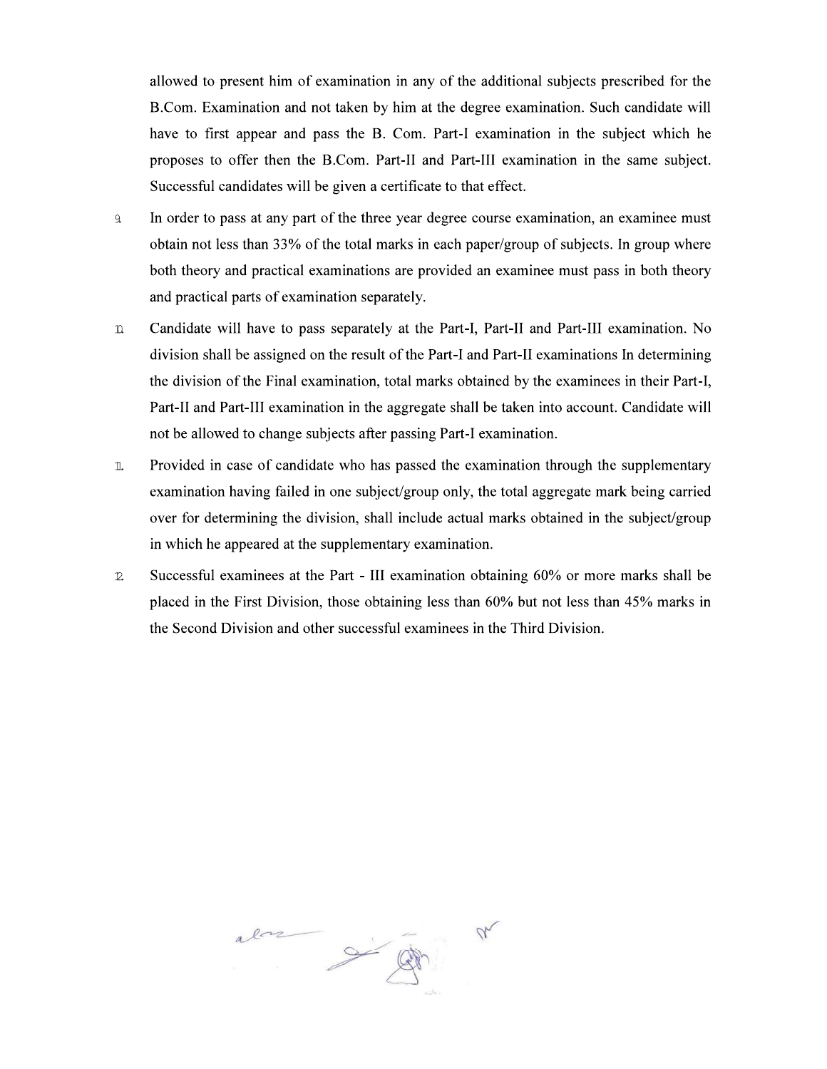allowed to present him of examination in any of the additional subjects prescribed for the B.Com. Examination and not taken by him at the degree examination. Such candidate will have to first appear and pass the B. Com. Part-I examination in the subject which he proposes to offer then the B.Com. Part-II and Part-III examination in the same subject. Successful candidates will be given a certificate to that effect.

9. In order to pass at any part of the three year degree course examination, an examinee must obtain not less than 33% of the total marks in each paper/group of subjects. In group where both theory and practical examinations are provided an examinee must pass in both theory and practical parts of examination separately.

10. Candidate will have to pass separately at the Part-I, Part-II and Part-III examination. No division shall be assigned on the result of the Part-I and Part-II examinations In determining the division of the Final examination, total marks obtained by the examinees in their Part-I, Part-II and Part-III examination in the aggregate shall be taken into account. Candidate will not be allowed to change subjects after passing Part-I examination.

11. Provided in case of candidate who has passed the examination through the supplementary examination having failed in one subject/group only, the total aggregate mark being carried over for determining the division, shall include actual marks obtained in the subject/group in which he appeared at the supplementary examination.

12. Successful examinees at the Part - III examination obtaining 60% or more marks shall be placed in the First Division, those obtaining less than 60% but not less than 45% marks in the Second Division and other successful examinees in the Third Division.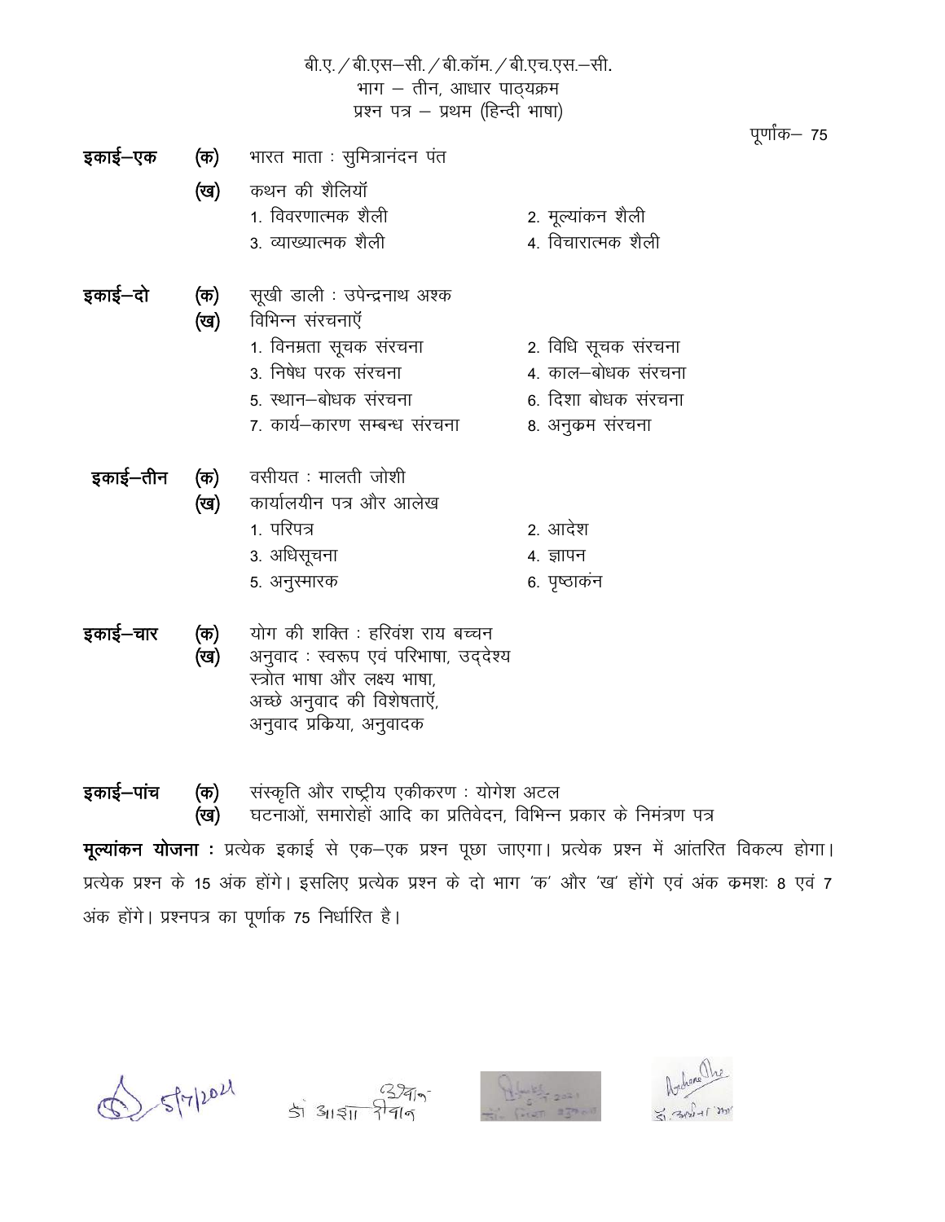बी.ए. / बी.एस–सी. / बी.कॉम. / बी.एच.एस.–सी.

भाग – तीन, आधार पाठ्यक्रम

प्रश्न पत्र – प्रथम (हिन्दी भाषा)

पूर्णांक– 75

**इकाई–एक**

**(क)** भारत माता : सुमित्रानंदन पंत

**(ख)** कथन की शैलियाँ

1. विवरणात्मक शैली
2. मूल्यांकन शैली
3. व्याख्यात्मक शैली
4. विचारात्मक शैली

**इकाई–दो**

**(क)** सूखी डाली : उपेन्द्रनाथ अश्क

**(ख)** विभिन्न संरचनाएँ

1. विनम्रता सूचक संरचना
2. विधि सूचक संरचना
3. निषेध परक संरचना
4. काल–बोधक संरचना
5. स्थान–बोधक संरचना
6. दिशा बोधक संरचना
7. कार्य–कारण सम्बन्ध संरचना
8. अनुक्रम संरचना

**इकाई–तीन**

**(क)** वसीयत : मालती जोशी

**(ख)** कार्यालयीन पत्र और आलेख

1. परिपत्र
2. आदेश
3. अधिसूचना
4. ज्ञापन
5. अनुस्मारक
6. पृष्ठाकंन

**इकाई–चार**

**(क)** योग की शक्ति : हरिवंश राय बच्चन

**(ख)** अनुवाद : स्वरूप एवं परिभाषा, उद्देश्य
स्त्रोत भाषा और लक्ष्य भाषा,
अच्छे अनुवाद की विशेषताएँ,
अनुवाद प्रक्रिया, अनुवादक

**इकाई–पांच**

**(क)** संस्कृति और राष्ट्रीय एकीकरण : योगेश अटल

**(ख)** घटनाओं, समारोहों आदि का प्रतिवेदन, विभिन्न प्रकार के निमंत्रण पत्र

**मूल्यांकन योजना :** प्रत्येक इकाई से एक–एक प्रश्न पूछा जाएगा। प्रत्येक प्रश्न में आंतरित विकल्प होगा। प्रत्येक प्रश्न के 15 अंक होंगे। इसलिए प्रत्येक प्रश्न के दो भाग 'क' और 'ख' होंगे एवं अंक क्रमशः 8 एवं 7 अंक होंगे। प्रश्नपत्र का पूर्णाक 75 निर्धारित है।

5/7/2021 डॉ. आशा दीवान डॉ. अर्चना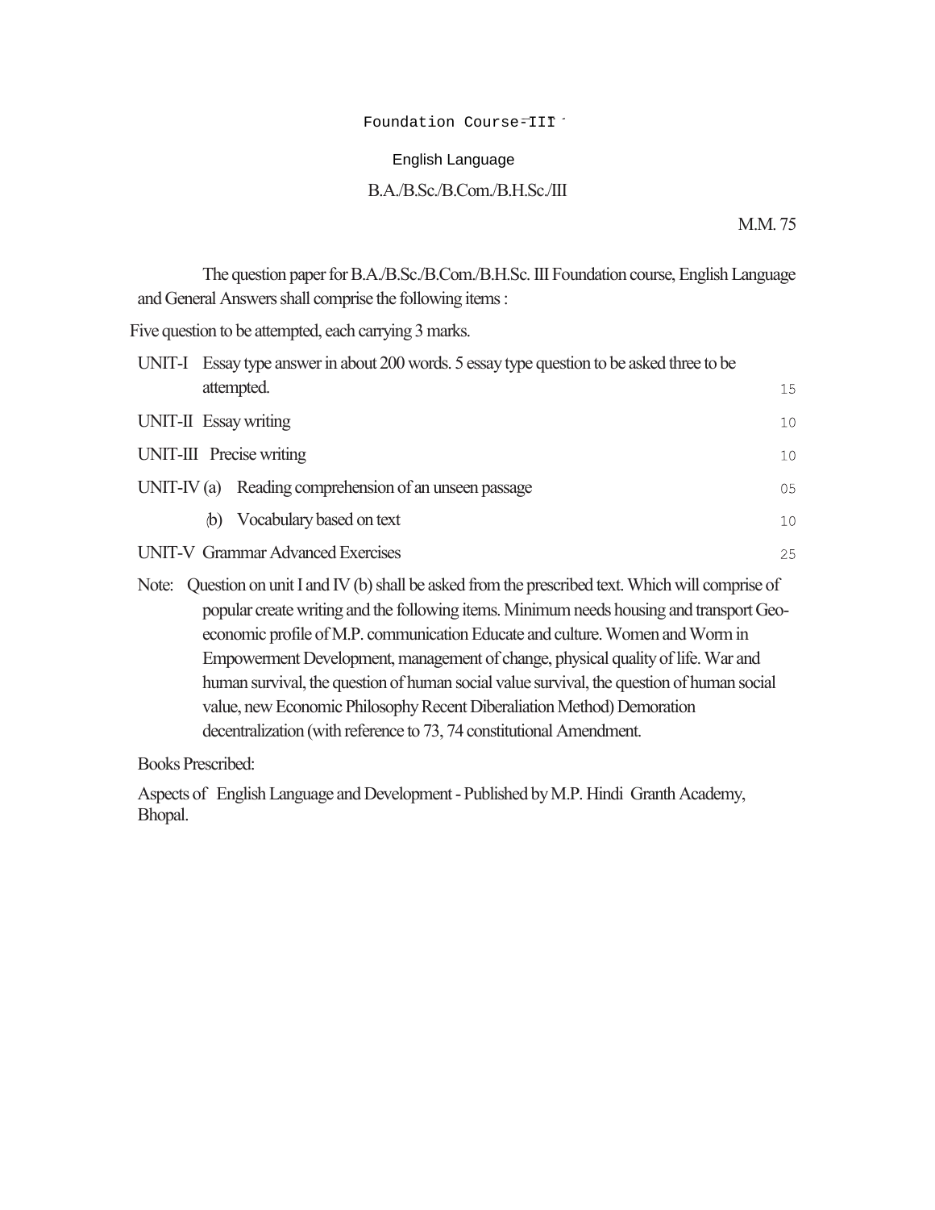# Foundation Course-III

## English Language

### B.A./B.Sc./B.Com./B.H.Sc./III

M.M. 75

The question paper for B.A./B.Sc./B.Com./B.H.Sc. III Foundation course, English Language and General Answers shall comprise the following items :

Five question to be attempted, each carrying 3 marks.

| | | |
|---|---|---|
| UNIT-I | Essay type answer in about 200 words. 5 essay type question to be asked three to be attempted. | 15 |
| UNIT-II | Essay writing | 10 |
| UNIT-III | Precise writing | 10 |
| UNIT-IV (a) | Reading comprehension of an unseen passage | 05 |
| (b) | Vocabulary based on text | 10 |
| UNIT-V | Grammar Advanced Exercises | 25 |

Note: Question on unit I and IV (b) shall be asked from the prescribed text. Which will comprise of popular create writing and the following items. Minimum needs housing and transport Geo-economic profile of M.P. communication Educate and culture. Women and Worm in Empowerment Development, management of change, physical quality of life. War and human survival, the question of human social value survival, the question of human social value, new Economic Philosophy Recent Diberaliation Method) Demoration decentralization (with reference to 73, 74 constitutional Amendment.

Books Prescribed:

Aspects of English Language and Development - Published by M.P. Hindi Granth Academy, Bhopal.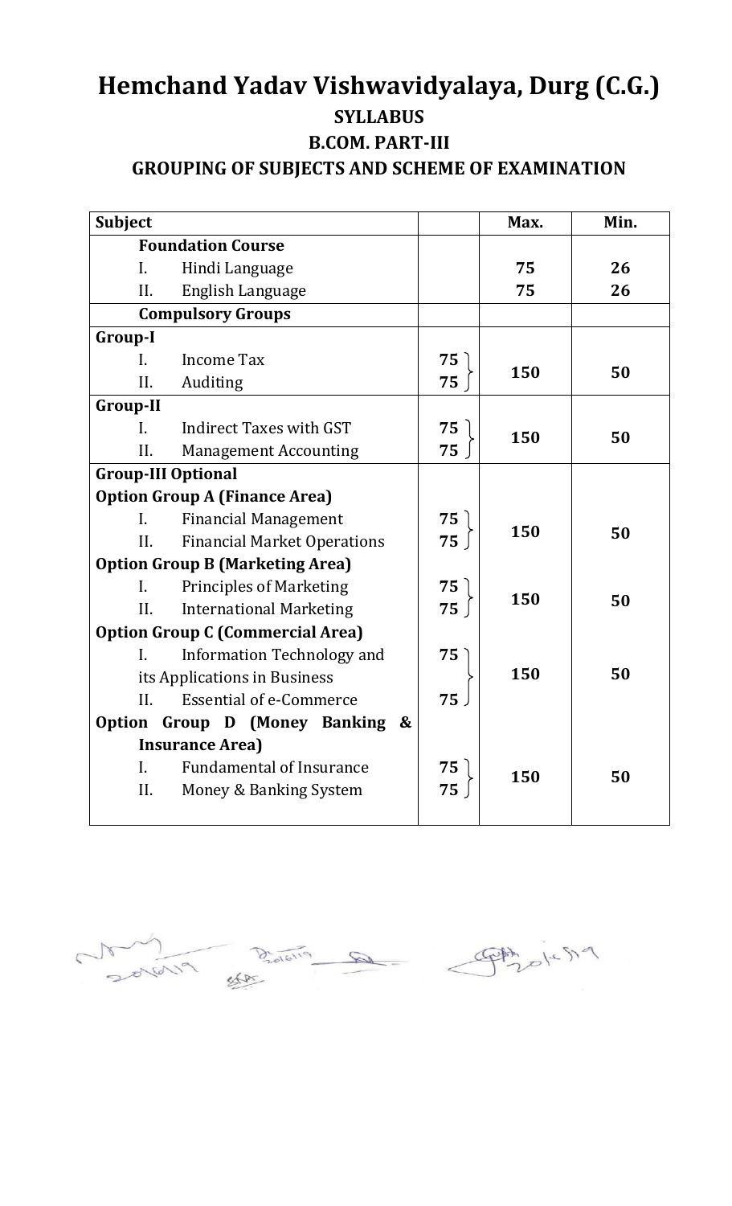# Hemchand Yadav Vishwavidyalaya, Durg (C.G.)

## SYLLABUS

## B.COM. PART-III

## GROUPING OF SUBJECTS AND SCHEME OF EXAMINATION

| Subject | | Max. | Min. |
|---|---|---|---|
| **Foundation Course** | | | |
| I. Hindi Language | | **75** | **26** |
| II. English Language | | **75** | **26** |
| **Compulsory Groups** | | | |
| **Group-I** | | | |
| I. Income Tax | **75** | **150** | **50** |
| II. Auditing | **75** | | |
| **Group-II** | | | |
| I. Indirect Taxes with GST | **75** | **150** | **50** |
| II. Management Accounting | **75** | | |
| **Group-III Optional** | | | |
| **Option Group A (Finance Area)** | | | |
| I. Financial Management | **75** | **150** | **50** |
| II. Financial Market Operations | **75** | | |
| **Option Group B (Marketing Area)** | | | |
| I. Principles of Marketing | **75** | **150** | **50** |
| II. International Marketing | **75** | | |
| **Option Group C (Commercial Area)** | | | |
| I. Information Technology and its Applications in Business | **75** | **150** | **50** |
| II. Essential of e-Commerce | **75** | | |
| **Option Group D (Money Banking & Insurance Area)** | | | |
| I. Fundamental of Insurance | **75** | **150** | **50** |
| II. Money & Banking System | **75** | | |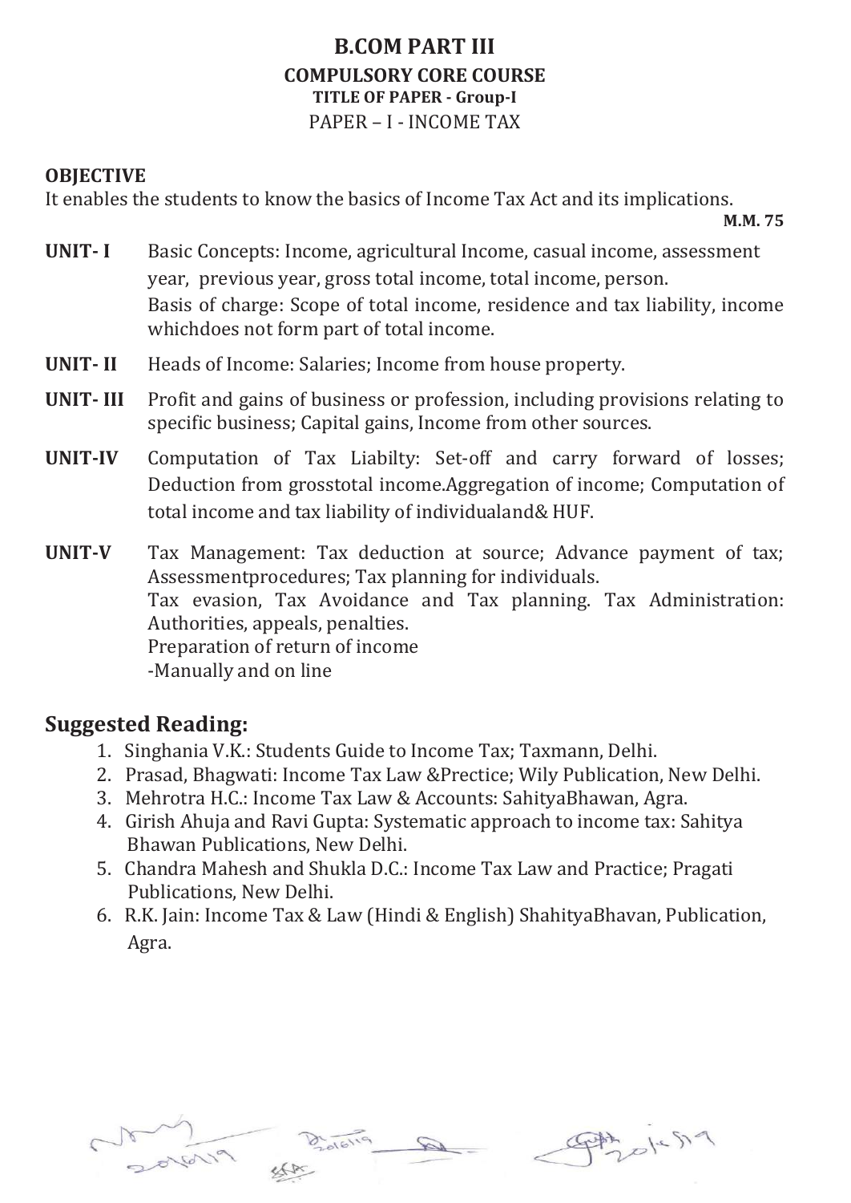# B.COM PART III

## COMPULSORY CORE COURSE

### TITLE OF PAPER - Group-I

PAPER – I - INCOME TAX

**OBJECTIVE**

It enables the students to know the basics of Income Tax Act and its implications.

**M.M. 75**

**UNIT- I** Basic Concepts: Income, agricultural Income, casual income, assessment year, previous year, gross total income, total income, person.
Basis of charge: Scope of total income, residence and tax liability, income whichdoes not form part of total income.

**UNIT- II** Heads of Income: Salaries; Income from house property.

**UNIT- III** Profit and gains of business or profession, including provisions relating to specific business; Capital gains, Income from other sources.

**UNIT-IV** Computation of Tax Liabilty: Set-off and carry forward of losses; Deduction from grosstotal income.Aggregation of income; Computation of total income and tax liability of individualand& HUF.

**UNIT-V** Tax Management: Tax deduction at source; Advance payment of tax; Assessmentprocedures; Tax planning for individuals.
Tax evasion, Tax Avoidance and Tax planning. Tax Administration: Authorities, appeals, penalties.
Preparation of return of income
-Manually and on line

## Suggested Reading:

1. Singhania V.K.: Students Guide to Income Tax; Taxmann, Delhi.
2. Prasad, Bhagwati: Income Tax Law &Prectice; Wily Publication, New Delhi.
3. Mehrotra H.C.: Income Tax Law & Accounts: SahityaBhawan, Agra.
4. Girish Ahuja and Ravi Gupta: Systematic approach to income tax: Sahitya Bhawan Publications, New Delhi.
5. Chandra Mahesh and Shukla D.C.: Income Tax Law and Practice; Pragati Publications, New Delhi.
6. R.K. Jain: Income Tax & Law (Hindi & English) ShahityaBhavan, Publication, Agra.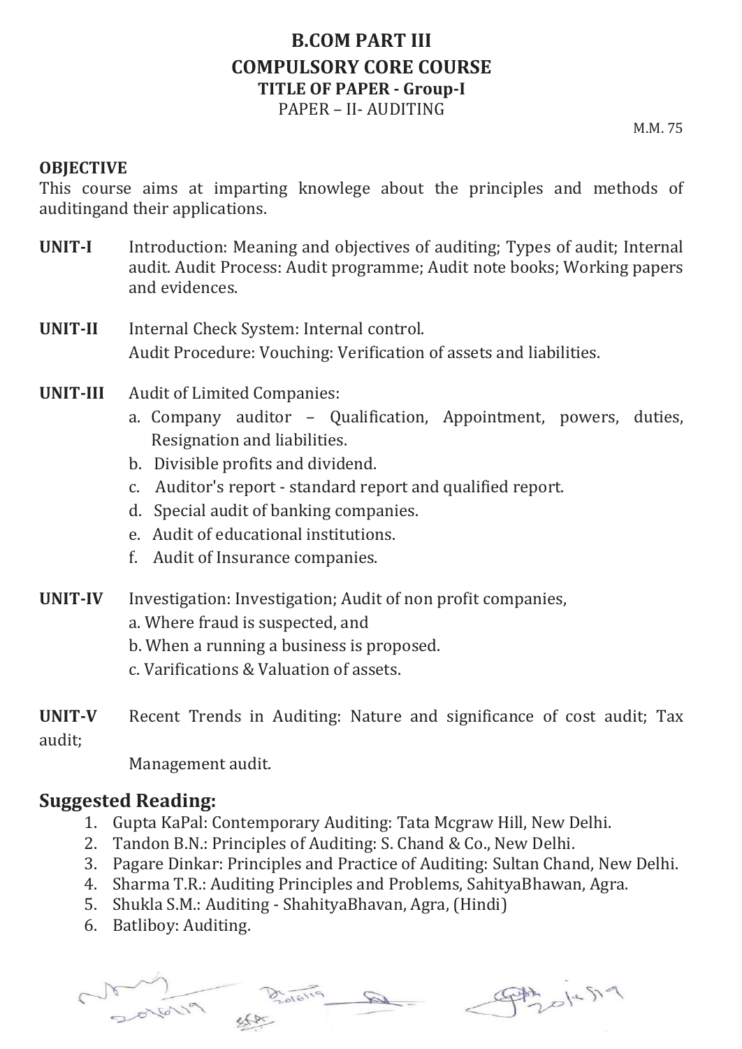# B.COM PART III

## COMPULSORY CORE COURSE

### TITLE OF PAPER - Group-I

PAPER – II- AUDITING

M.M. 75

**OBJECTIVE**

This course aims at imparting knowlege about the principles and methods of auditingand their applications.

**UNIT-I** Introduction: Meaning and objectives of auditing; Types of audit; Internal audit. Audit Process: Audit programme; Audit note books; Working papers and evidences.

**UNIT-II** Internal Check System: Internal control.
Audit Procedure: Vouching: Verification of assets and liabilities.

**UNIT-III** Audit of Limited Companies:

a. Company auditor – Qualification, Appointment, powers, duties, Resignation and liabilities.
b. Divisible profits and dividend.
c. Auditor's report - standard report and qualified report.
d. Special audit of banking companies.
e. Audit of educational institutions.
f. Audit of Insurance companies.

**UNIT-IV** Investigation: Investigation; Audit of non profit companies,

a. Where fraud is suspected, and
b. When a running a business is proposed.
c. Varifications & Valuation of assets.

**UNIT-V** Recent Trends in Auditing: Nature and significance of cost audit; Tax audit;
Management audit.

## Suggested Reading:

1. Gupta KaPal: Contemporary Auditing: Tata Mcgraw Hill, New Delhi.
2. Tandon B.N.: Principles of Auditing: S. Chand & Co., New Delhi.
3. Pagare Dinkar: Principles and Practice of Auditing: Sultan Chand, New Delhi.
4. Sharma T.R.: Auditing Principles and Problems, SahityaBhawan, Agra.
5. Shukla S.M.: Auditing - ShahityaBhavan, Agra, (Hindi)
6. Batliboy: Auditing.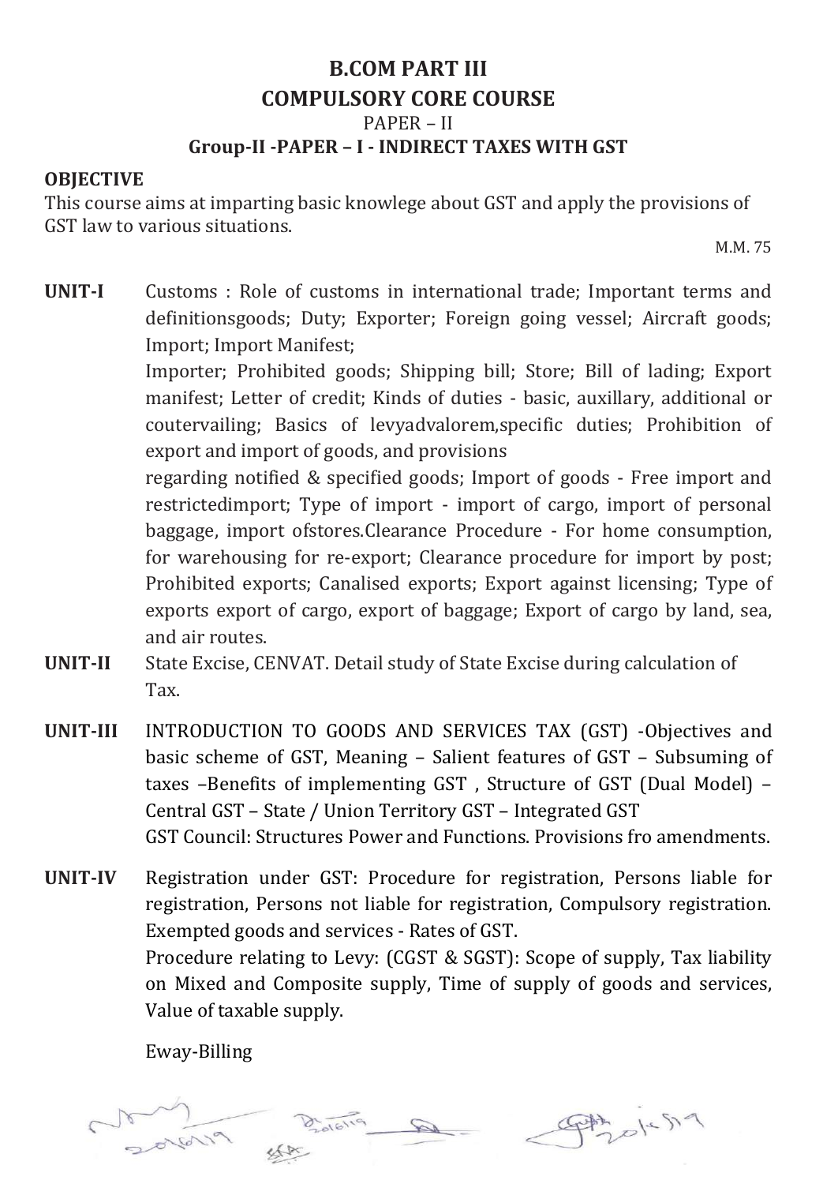# B.COM PART III

## COMPULSORY CORE COURSE

PAPER – II

### Group-II -PAPER – I - INDIRECT TAXES WITH GST

**OBJECTIVE**

This course aims at imparting basic knowlege about GST and apply the provisions of GST law to various situations.

M.M. 75

**UNIT-I** Customs : Role of customs in international trade; Important terms and definitionsgoods; Duty; Exporter; Foreign going vessel; Aircraft goods; Import; Import Manifest;

Importer; Prohibited goods; Shipping bill; Store; Bill of lading; Export manifest; Letter of credit; Kinds of duties - basic, auxillary, additional or coutervailing; Basics of levyadvalorem,specific duties; Prohibition of export and import of goods, and provisions

regarding notified & specified goods; Import of goods - Free import and restrictedimport; Type of import - import of cargo, import of personal baggage, import ofstores.Clearance Procedure - For home consumption, for warehousing for re-export; Clearance procedure for import by post; Prohibited exports; Canalised exports; Export against licensing; Type of exports export of cargo, export of baggage; Export of cargo by land, sea, and air routes.

**UNIT-II** State Excise, CENVAT. Detail study of State Excise during calculation of Tax.

**UNIT-III** INTRODUCTION TO GOODS AND SERVICES TAX (GST) -Objectives and basic scheme of GST, Meaning – Salient features of GST – Subsuming of taxes –Benefits of implementing GST , Structure of GST (Dual Model) – Central GST – State / Union Territory GST – Integrated GST

GST Council: Structures Power and Functions. Provisions fro amendments.

**UNIT-IV** Registration under GST: Procedure for registration, Persons liable for registration, Persons not liable for registration, Compulsory registration. Exempted goods and services - Rates of GST.

Procedure relating to Levy: (CGST & SGST): Scope of supply, Tax liability on Mixed and Composite supply, Time of supply of goods and services, Value of taxable supply.

Eway-Billing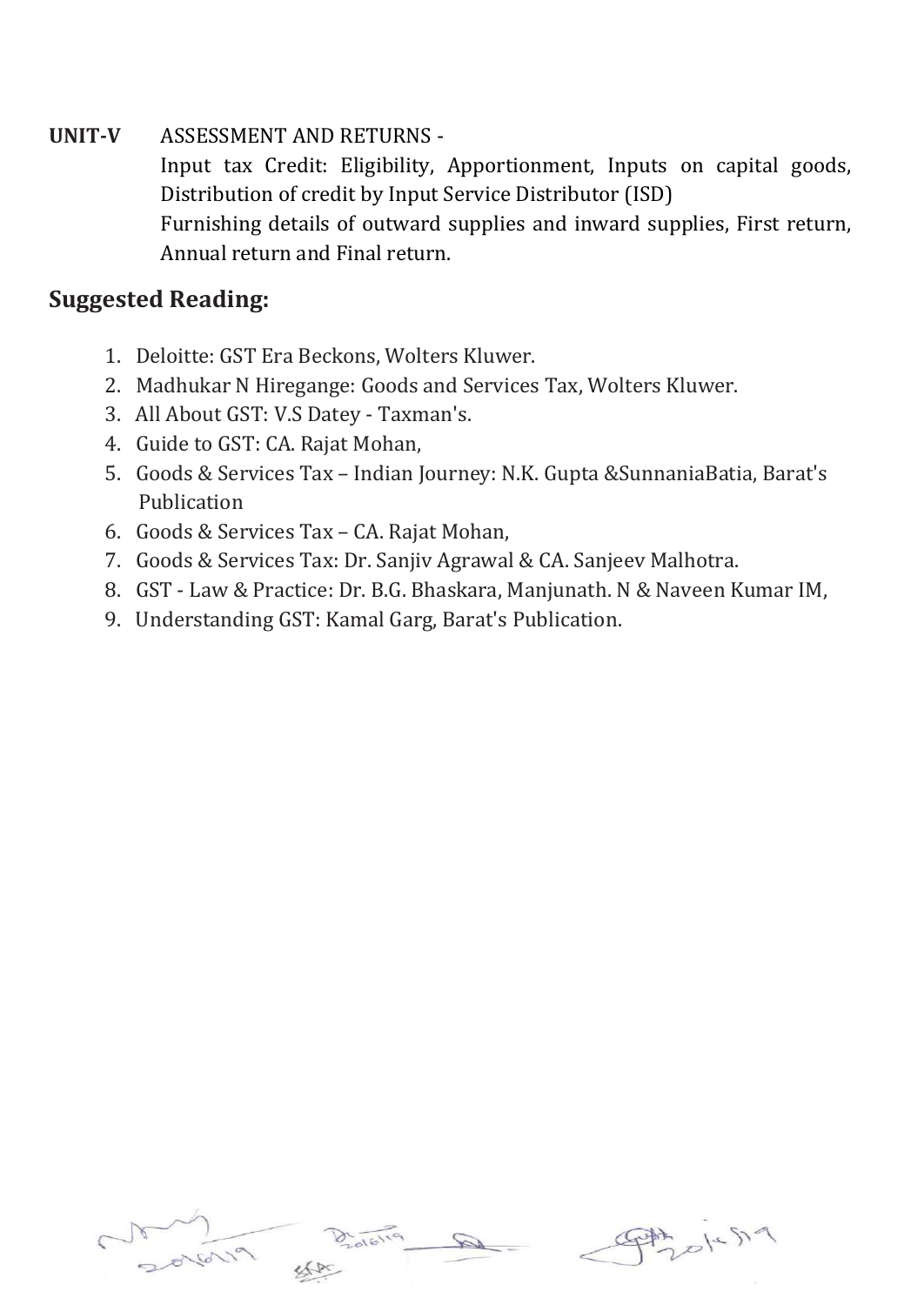**UNIT-V** ASSESSMENT AND RETURNS -

Input tax Credit: Eligibility, Apportionment, Inputs on capital goods, Distribution of credit by Input Service Distributor (ISD)

Furnishing details of outward supplies and inward supplies, First return, Annual return and Final return.

## Suggested Reading:

1. Deloitte: GST Era Beckons, Wolters Kluwer.
2. Madhukar N Hiregange: Goods and Services Tax, Wolters Kluwer.
3. All About GST: V.S Datey - Taxman's.
4. Guide to GST: CA. Rajat Mohan,
5. Goods & Services Tax – Indian Journey: N.K. Gupta &SunnaniaBatia, Barat's Publication
6. Goods & Services Tax – CA. Rajat Mohan,
7. Goods & Services Tax: Dr. Sanjiv Agrawal & CA. Sanjeev Malhotra.
8. GST - Law & Practice: Dr. B.G. Bhaskara, Manjunath. N & Naveen Kumar IM,
9. Understanding GST: Kamal Garg, Barat's Publication.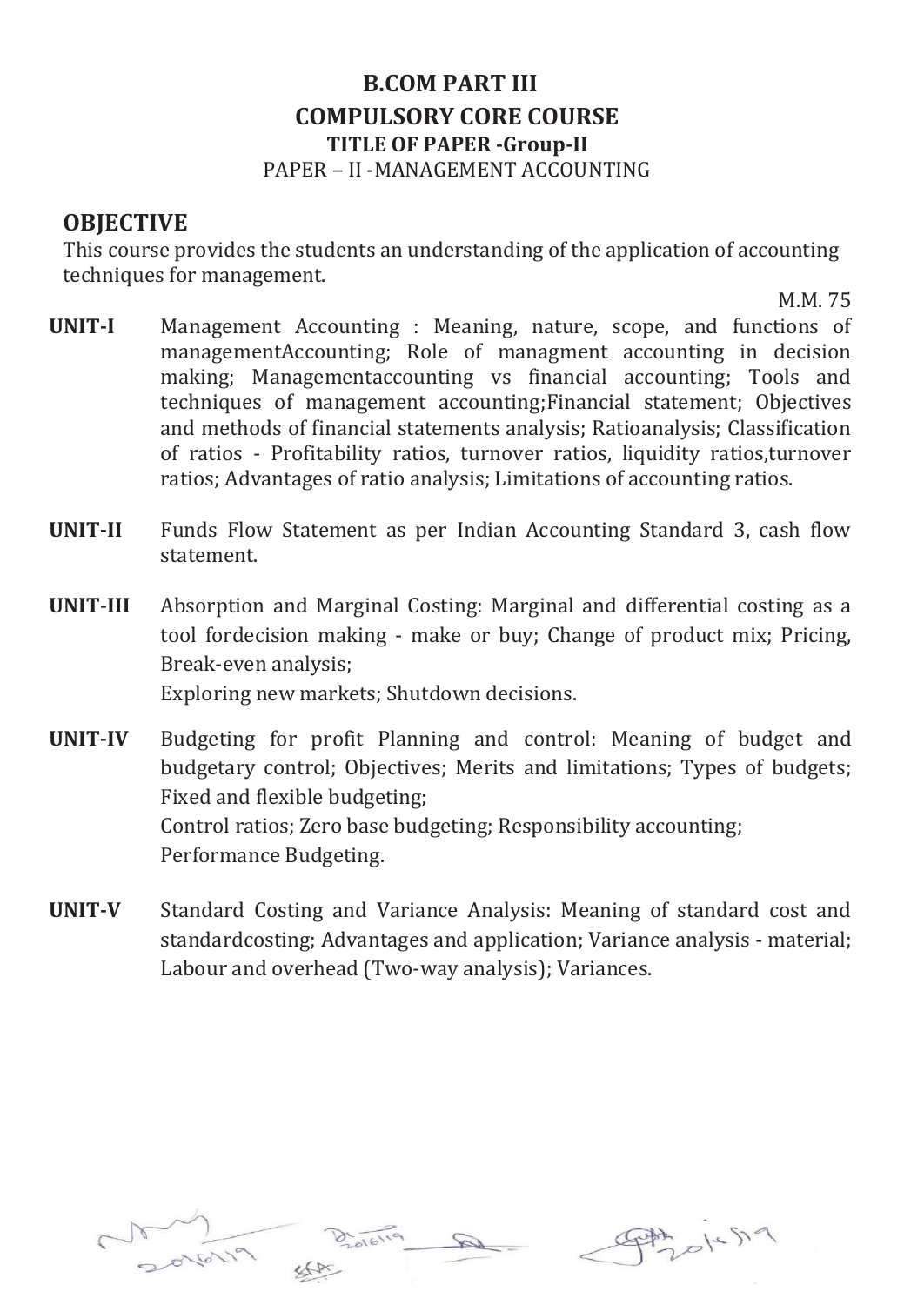# B.COM PART III

## COMPULSORY CORE COURSE

### TITLE OF PAPER -Group-II

PAPER – II -MANAGEMENT ACCOUNTING

## OBJECTIVE

This course provides the students an understanding of the application of accounting techniques for management.

M.M. 75

**UNIT-I** Management Accounting : Meaning, nature, scope, and functions of managementAccounting; Role of managment accounting in decision making; Managementaccounting vs financial accounting; Tools and techniques of management accounting;Financial statement; Objectives and methods of financial statements analysis; Ratioanalysis; Classification of ratios - Profitability ratios, turnover ratios, liquidity ratios,turnover ratios; Advantages of ratio analysis; Limitations of accounting ratios.

**UNIT-II** Funds Flow Statement as per Indian Accounting Standard 3, cash flow statement.

**UNIT-III** Absorption and Marginal Costing: Marginal and differential costing as a tool fordecision making - make or buy; Change of product mix; Pricing, Break-even analysis;
Exploring new markets; Shutdown decisions.

**UNIT-IV** Budgeting for profit Planning and control: Meaning of budget and budgetary control; Objectives; Merits and limitations; Types of budgets; Fixed and flexible budgeting;
Control ratios; Zero base budgeting; Responsibility accounting;
Performance Budgeting.

**UNIT-V** Standard Costing and Variance Analysis: Meaning of standard cost and standardcosting; Advantages and application; Variance analysis - material; Labour and overhead (Two-way analysis); Variances.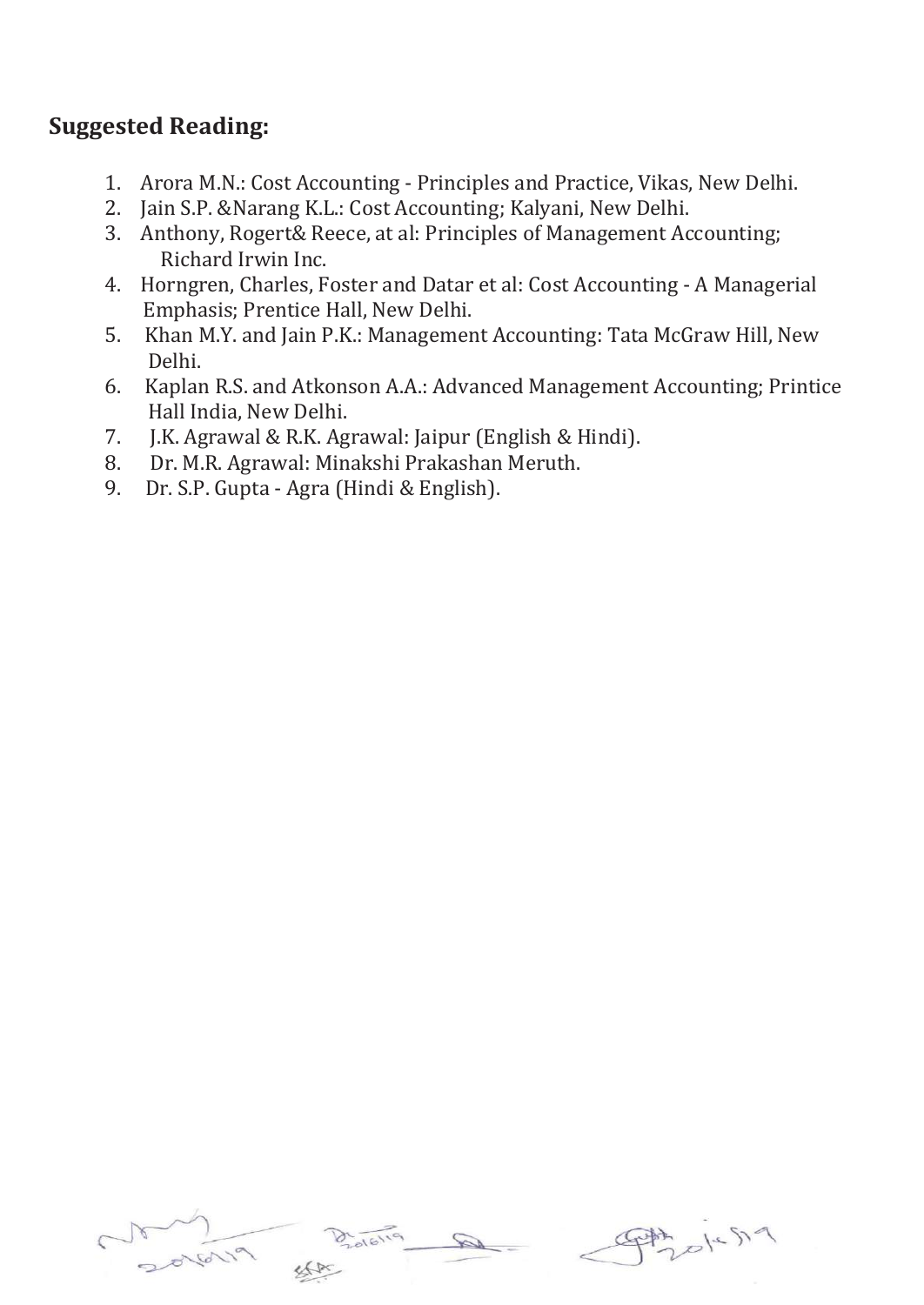## Suggested Reading:

1. Arora M.N.: Cost Accounting - Principles and Practice, Vikas, New Delhi.
2. Jain S.P. &Narang K.L.: Cost Accounting; Kalyani, New Delhi.
3. Anthony, Rogert& Reece, at al: Principles of Management Accounting; Richard Irwin Inc.
4. Horngren, Charles, Foster and Datar et al: Cost Accounting - A Managerial Emphasis; Prentice Hall, New Delhi.
5. Khan M.Y. and Jain P.K.: Management Accounting: Tata McGraw Hill, New Delhi.
6. Kaplan R.S. and Atkonson A.A.: Advanced Management Accounting; Printice Hall India, New Delhi.
7. J.K. Agrawal & R.K. Agrawal: Jaipur (English & Hindi).
8. Dr. M.R. Agrawal: Minakshi Prakashan Meruth.
9. Dr. S.P. Gupta - Agra (Hindi & English).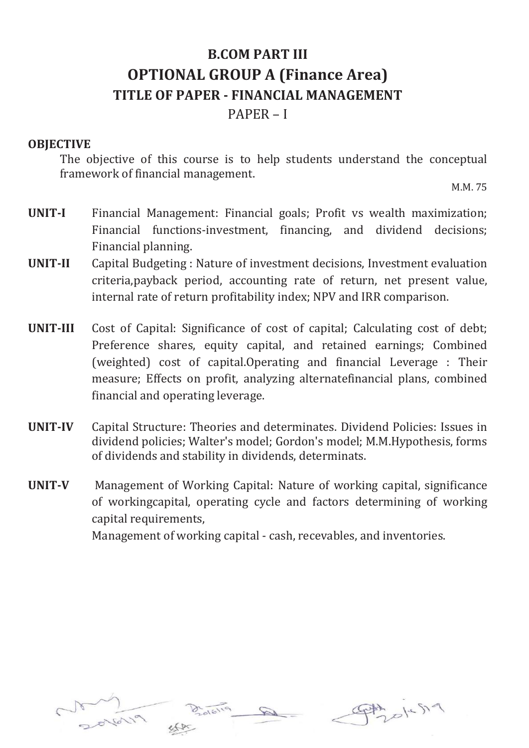# B.COM PART III

## OPTIONAL GROUP A (Finance Area)

### TITLE OF PAPER - FINANCIAL MANAGEMENT

PAPER – I

**OBJECTIVE**

The objective of this course is to help students understand the conceptual framework of financial management.

M.M. 75

**UNIT-I** Financial Management: Financial goals; Profit vs wealth maximization; Financial functions-investment, financing, and dividend decisions; Financial planning.

**UNIT-II** Capital Budgeting : Nature of investment decisions, Investment evaluation criteria,payback period, accounting rate of return, net present value, internal rate of return profitability index; NPV and IRR comparison.

**UNIT-III** Cost of Capital: Significance of cost of capital; Calculating cost of debt; Preference shares, equity capital, and retained earnings; Combined (weighted) cost of capital.Operating and financial Leverage : Their measure; Effects on profit, analyzing alternatefinancial plans, combined financial and operating leverage.

**UNIT-IV** Capital Structure: Theories and determinates. Dividend Policies: Issues in dividend policies; Walter's model; Gordon's model; M.M.Hypothesis, forms of dividends and stability in dividends, determinats.

**UNIT-V** Management of Working Capital: Nature of working capital, significance of workingcapital, operating cycle and factors determining of working capital requirements,

Management of working capital - cash, recevables, and inventories.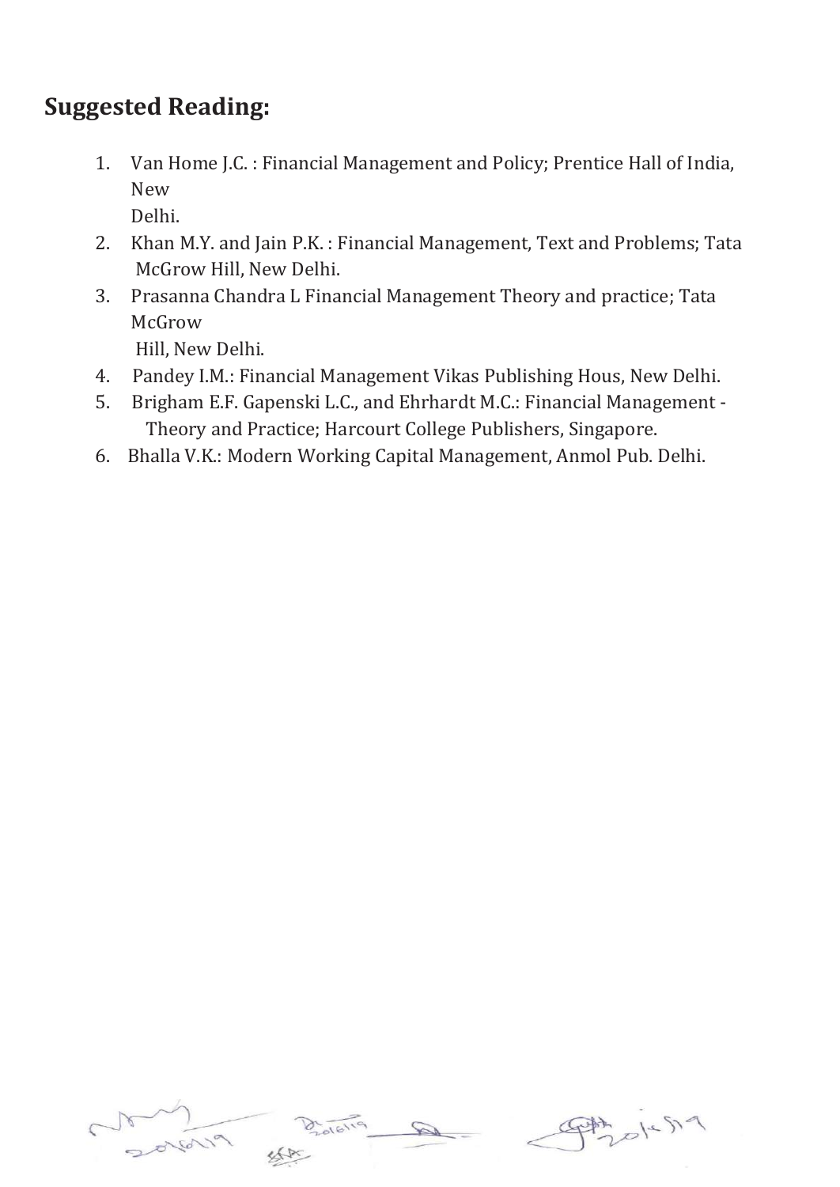## Suggested Reading:

1. Van Home J.C. : Financial Management and Policy; Prentice Hall of India, New Delhi.
2. Khan M.Y. and Jain P.K. : Financial Management, Text and Problems; Tata McGrow Hill, New Delhi.
3. Prasanna Chandra L Financial Management Theory and practice; Tata McGrow Hill, New Delhi.
4. Pandey I.M.: Financial Management Vikas Publishing Hous, New Delhi.
5. Brigham E.F. Gapenski L.C., and Ehrhardt M.C.: Financial Management - Theory and Practice; Harcourt College Publishers, Singapore.
6. Bhalla V.K.: Modern Working Capital Management, Anmol Pub. Delhi.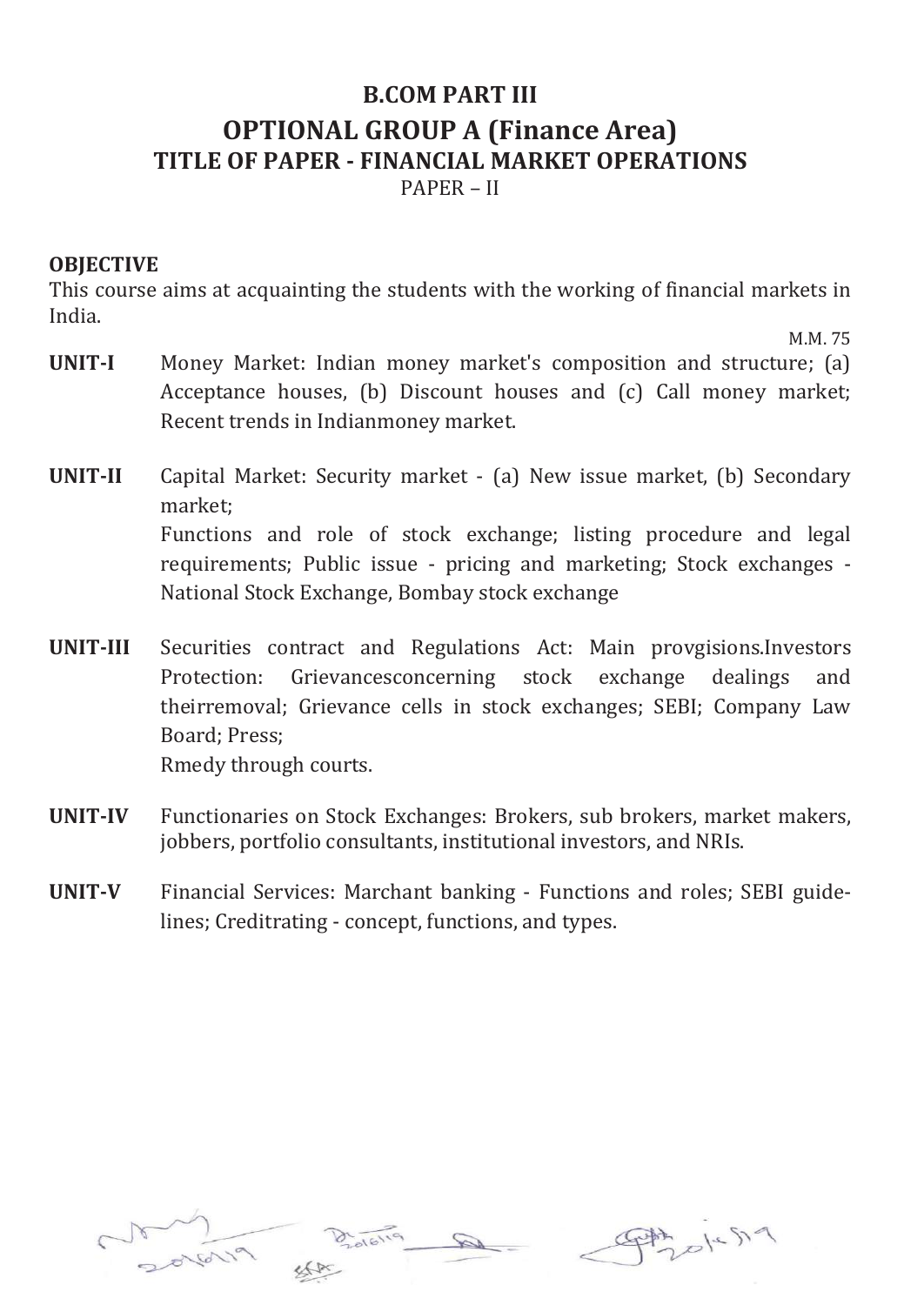# B.COM PART III

## OPTIONAL GROUP A (Finance Area)

### TITLE OF PAPER - FINANCIAL MARKET OPERATIONS

PAPER – II

**OBJECTIVE**

This course aims at acquainting the students with the working of financial markets in India.

M.M. 75

**UNIT-I** Money Market: Indian money market's composition and structure; (a) Acceptance houses, (b) Discount houses and (c) Call money market; Recent trends in Indianmoney market.

**UNIT-II** Capital Market: Security market - (a) New issue market, (b) Secondary market;
Functions and role of stock exchange; listing procedure and legal requirements; Public issue - pricing and marketing; Stock exchanges - National Stock Exchange, Bombay stock exchange

**UNIT-III** Securities contract and Regulations Act: Main provgisions.Investors Protection: Grievancesconcerning stock exchange dealings and theirremoval; Grievance cells in stock exchanges; SEBI; Company Law Board; Press;
Rmedy through courts.

**UNIT-IV** Functionaries on Stock Exchanges: Brokers, sub brokers, market makers, jobbers, portfolio consultants, institutional investors, and NRIs.

**UNIT-V** Financial Services: Marchant banking - Functions and roles; SEBI guide-lines; Creditrating - concept, functions, and types.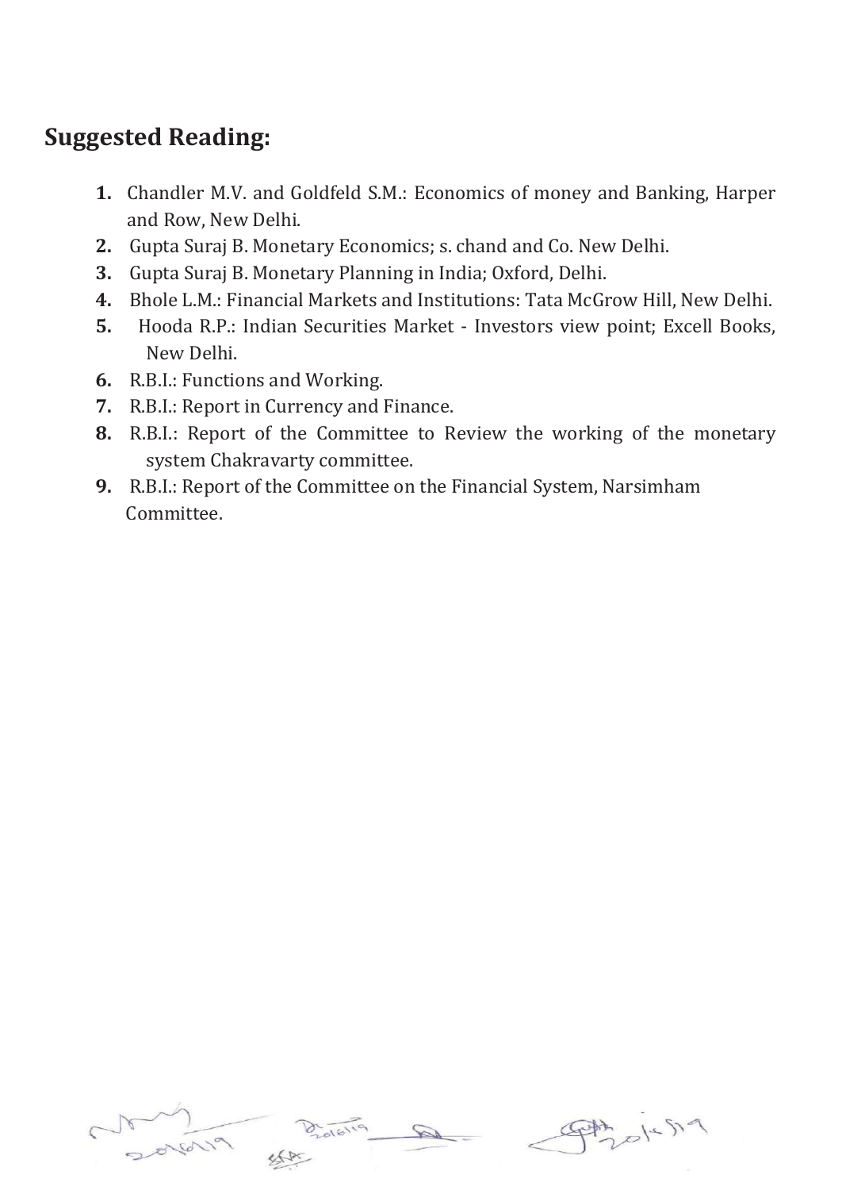## Suggested Reading:

1. Chandler M.V. and Goldfeld S.M.: Economics of money and Banking, Harper and Row, New Delhi.
2. Gupta Suraj B. Monetary Economics; s. chand and Co. New Delhi.
3. Gupta Suraj B. Monetary Planning in India; Oxford, Delhi.
4. Bhole L.M.: Financial Markets and Institutions: Tata McGrow Hill, New Delhi.
5. Hooda R.P.: Indian Securities Market - Investors view point; Excell Books, New Delhi.
6. R.B.I.: Functions and Working.
7. R.B.I.: Report in Currency and Finance.
8. R.B.I.: Report of the Committee to Review the working of the monetary system Chakravarty committee.
9. R.B.I.: Report of the Committee on the Financial System, Narsimham Committee.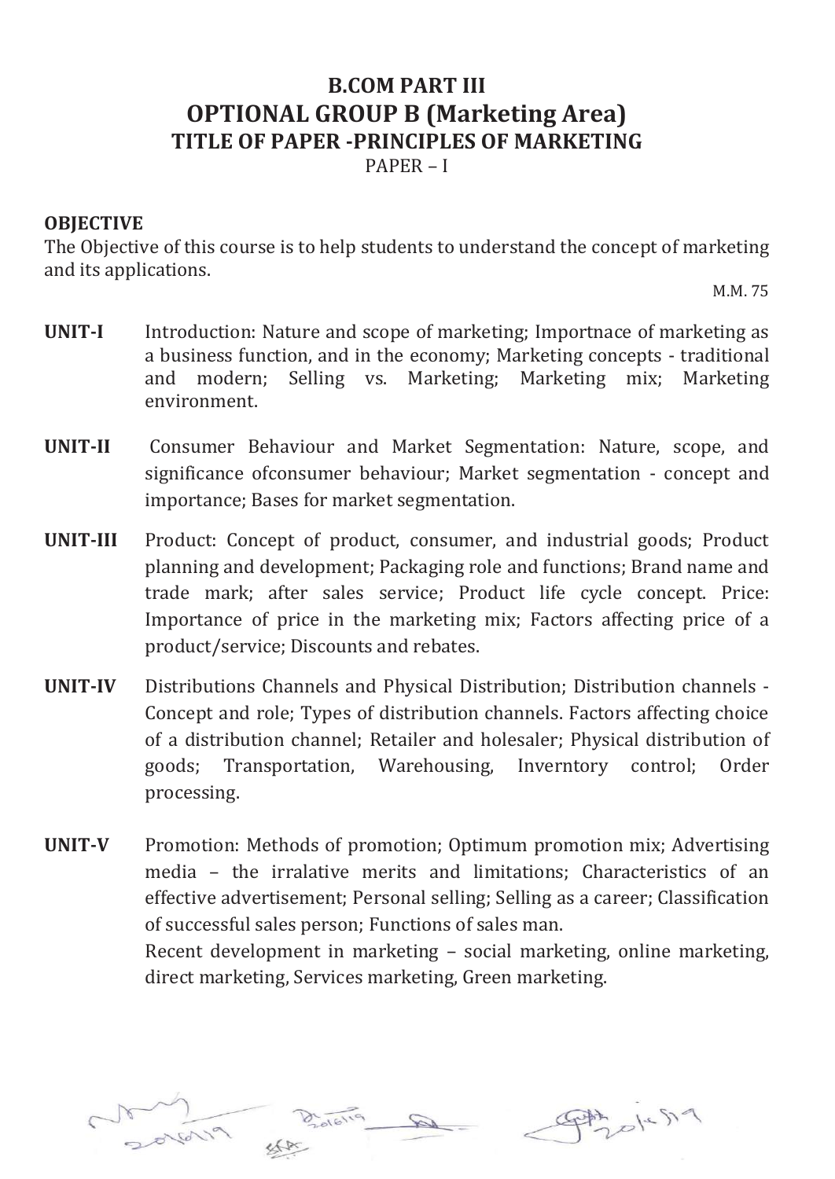# B.COM PART III

## OPTIONAL GROUP B (Marketing Area)

### TITLE OF PAPER -PRINCIPLES OF MARKETING

PAPER – I

**OBJECTIVE**

The Objective of this course is to help students to understand the concept of marketing and its applications.

M.M. 75

**UNIT-I** Introduction: Nature and scope of marketing; Importnace of marketing as a business function, and in the economy; Marketing concepts - traditional and modern; Selling vs. Marketing; Marketing mix; Marketing environment.

**UNIT-II** Consumer Behaviour and Market Segmentation: Nature, scope, and significance ofconsumer behaviour; Market segmentation - concept and importance; Bases for market segmentation.

**UNIT-III** Product: Concept of product, consumer, and industrial goods; Product planning and development; Packaging role and functions; Brand name and trade mark; after sales service; Product life cycle concept. Price: Importance of price in the marketing mix; Factors affecting price of a product/service; Discounts and rebates.

**UNIT-IV** Distributions Channels and Physical Distribution; Distribution channels - Concept and role; Types of distribution channels. Factors affecting choice of a distribution channel; Retailer and holesaler; Physical distribution of goods; Transportation, Warehousing, Inverntory control; Order processing.

**UNIT-V** Promotion: Methods of promotion; Optimum promotion mix; Advertising media – the irralative merits and limitations; Characteristics of an effective advertisement; Personal selling; Selling as a career; Classification of successful sales person; Functions of sales man.

Recent development in marketing – social marketing, online marketing, direct marketing, Services marketing, Green marketing.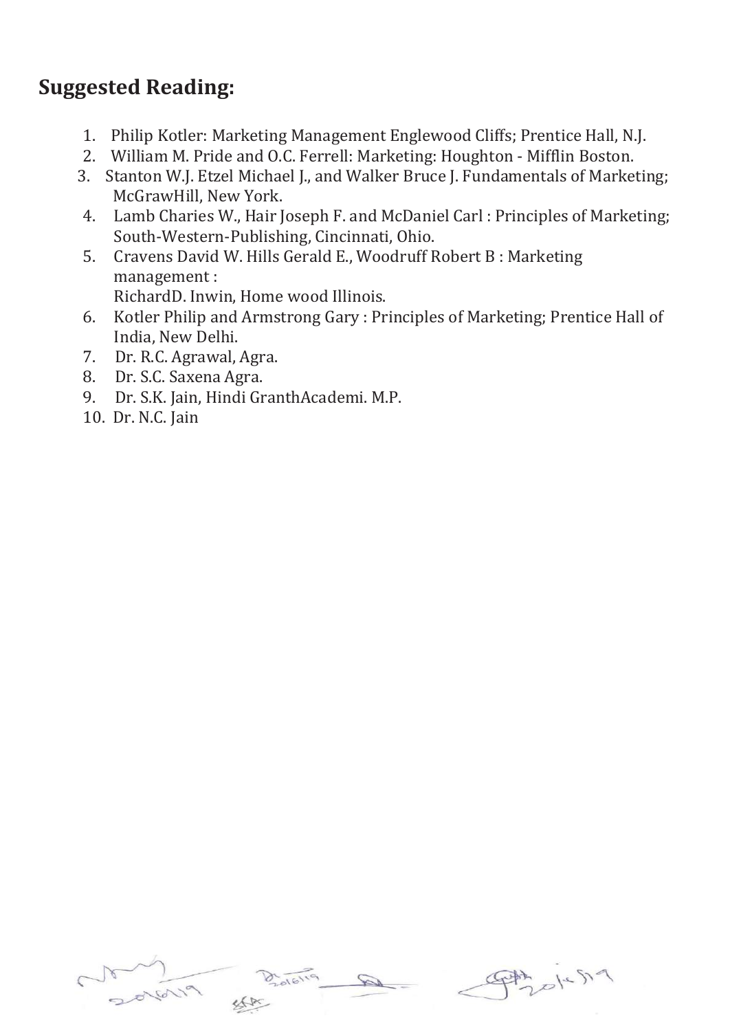## Suggested Reading:

1. Philip Kotler: Marketing Management Englewood Cliffs; Prentice Hall, N.J.
2. William M. Pride and O.C. Ferrell: Marketing: Houghton - Mifflin Boston.
3. Stanton W.J. Etzel Michael J., and Walker Bruce J. Fundamentals of Marketing; McGrawHill, New York.
4. Lamb Charies W., Hair Joseph F. and McDaniel Carl : Principles of Marketing; South-Western-Publishing, Cincinnati, Ohio.
5. Cravens David W. Hills Gerald E., Woodruff Robert B : Marketing management :
   RichardD. Inwin, Home wood Illinois.
6. Kotler Philip and Armstrong Gary : Principles of Marketing; Prentice Hall of India, New Delhi.
7. Dr. R.C. Agrawal, Agra.
8. Dr. S.C. Saxena Agra.
9. Dr. S.K. Jain, Hindi GranthAcademi. M.P.
10. Dr. N.C. Jain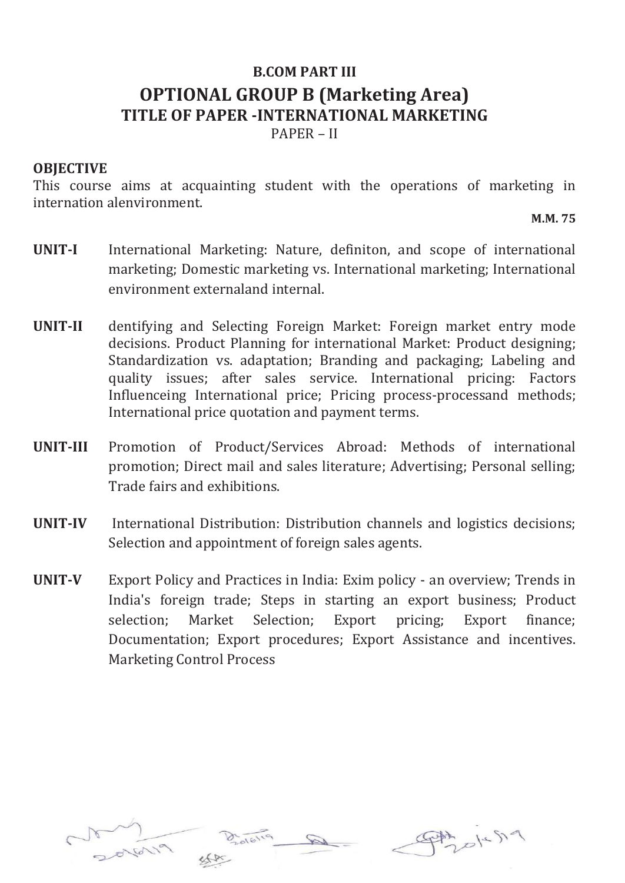**B.COM PART III**

## OPTIONAL GROUP B (Marketing Area)

### TITLE OF PAPER -INTERNATIONAL MARKETING

PAPER – II

**OBJECTIVE**

This course aims at acquainting student with the operations of marketing in internation alenvironment.

**M.M. 75**

**UNIT-I** International Marketing: Nature, definiton, and scope of international marketing; Domestic marketing vs. International marketing; International environment externaland internal.

**UNIT-II** dentifying and Selecting Foreign Market: Foreign market entry mode decisions. Product Planning for international Market: Product designing; Standardization vs. adaptation; Branding and packaging; Labeling and quality issues; after sales service. International pricing: Factors Influenceing International price; Pricing process-processand methods; International price quotation and payment terms.

**UNIT-III** Promotion of Product/Services Abroad: Methods of international promotion; Direct mail and sales literature; Advertising; Personal selling; Trade fairs and exhibitions.

**UNIT-IV** International Distribution: Distribution channels and logistics decisions; Selection and appointment of foreign sales agents.

**UNIT-V** Export Policy and Practices in India: Exim policy - an overview; Trends in India's foreign trade; Steps in starting an export business; Product selection; Market Selection; Export pricing; Export finance; Documentation; Export procedures; Export Assistance and incentives. Marketing Control Process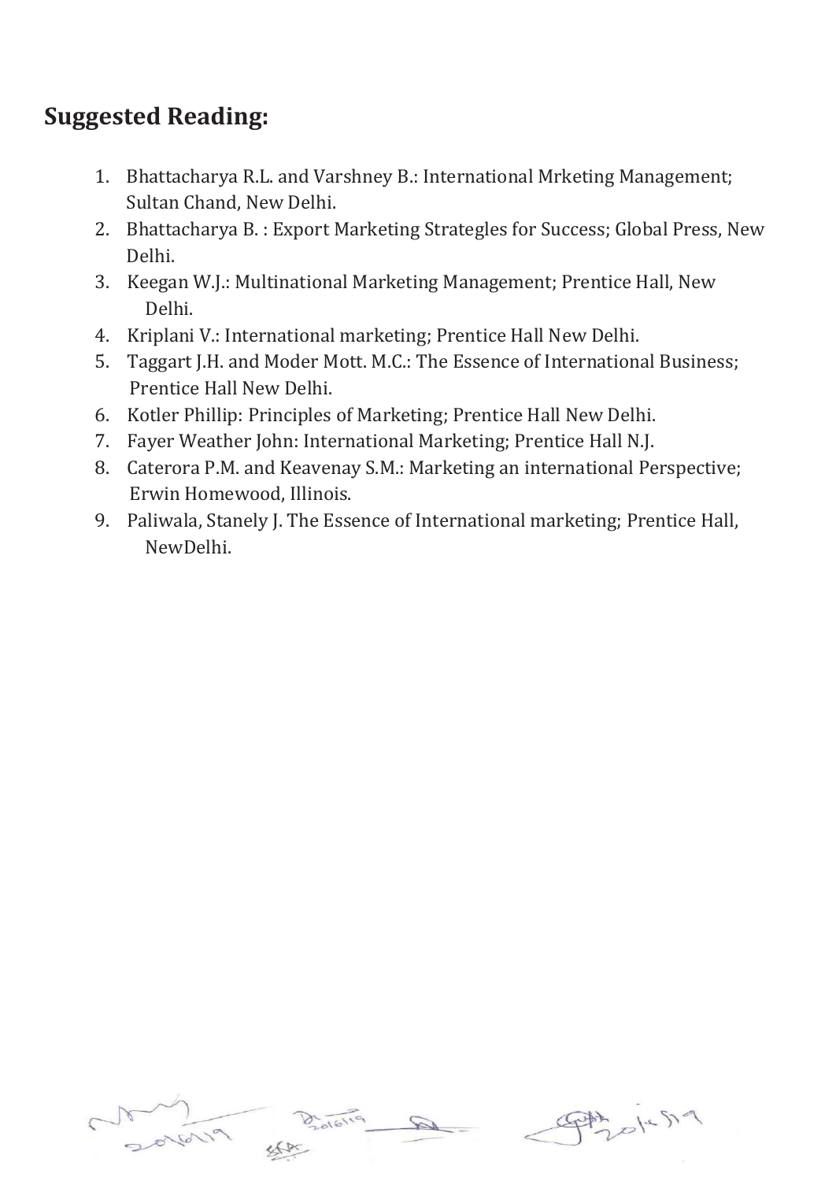## Suggested Reading:

1. Bhattacharya R.L. and Varshney B.: International Mrketing Management; Sultan Chand, New Delhi.
2. Bhattacharya B. : Export Marketing Strategles for Success; Global Press, New Delhi.
3. Keegan W.J.: Multinational Marketing Management; Prentice Hall, New Delhi.
4. Kriplani V.: International marketing; Prentice Hall New Delhi.
5. Taggart J.H. and Moder Mott. M.C.: The Essence of International Business; Prentice Hall New Delhi.
6. Kotler Phillip: Principles of Marketing; Prentice Hall New Delhi.
7. Fayer Weather John: International Marketing; Prentice Hall N.J.
8. Caterora P.M. and Keavenay S.M.: Marketing an international Perspective; Erwin Homewood, Illinois.
9. Paliwala, Stanely J. The Essence of International marketing; Prentice Hall, NewDelhi.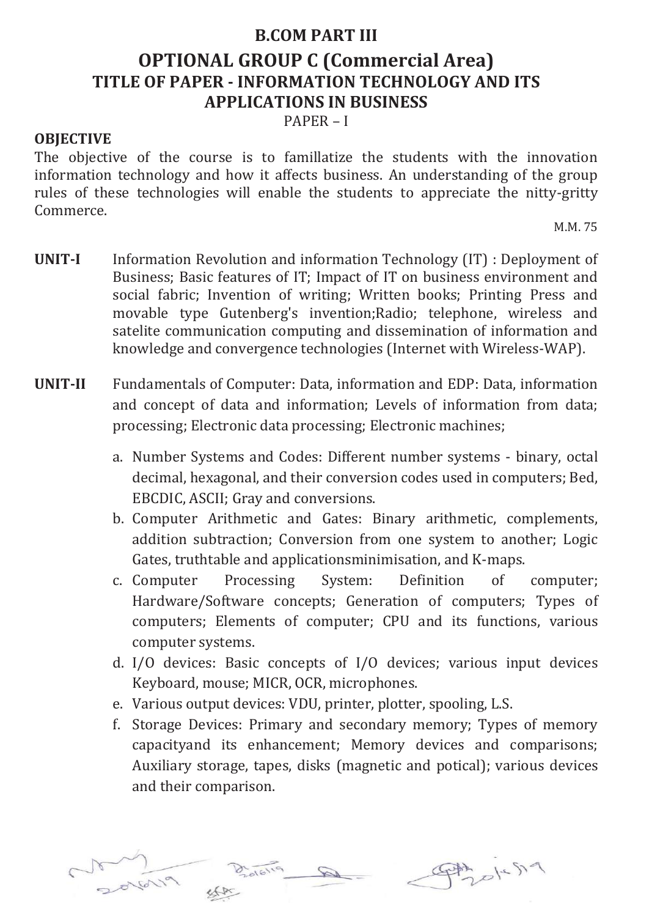# B.COM PART III

## OPTIONAL GROUP C (Commercial Area)

### TITLE OF PAPER - INFORMATION TECHNOLOGY AND ITS APPLICATIONS IN BUSINESS

PAPER – I

**OBJECTIVE**

The objective of the course is to famillatize the students with the innovation information technology and how it affects business. An understanding of the group rules of these technologies will enable the students to appreciate the nitty-gritty Commerce.

M.M. 75

**UNIT-I** Information Revolution and information Technology (IT) : Deployment of Business; Basic features of IT; Impact of IT on business environment and social fabric; Invention of writing; Written books; Printing Press and movable type Gutenberg's invention;Radio; telephone, wireless and satelite communication computing and dissemination of information and knowledge and convergence technologies (Internet with Wireless-WAP).

**UNIT-II** Fundamentals of Computer: Data, information and EDP: Data, information and concept of data and information; Levels of information from data; processing; Electronic data processing; Electronic machines;

a. Number Systems and Codes: Different number systems - binary, octal decimal, hexagonal, and their conversion codes used in computers; Bed, EBCDIC, ASCII; Gray and conversions.
b. Computer Arithmetic and Gates: Binary arithmetic, complements, addition subtraction; Conversion from one system to another; Logic Gates, truthtable and applicationsminimisation, and K-maps.
c. Computer Processing System: Definition of computer; Hardware/Software concepts; Generation of computers; Types of computers; Elements of computer; CPU and its functions, various computer systems.
d. I/O devices: Basic concepts of I/O devices; various input devices Keyboard, mouse; MICR, OCR, microphones.
e. Various output devices: VDU, printer, plotter, spooling, L.S.
f. Storage Devices: Primary and secondary memory; Types of memory capacityand its enhancement; Memory devices and comparisons; Auxiliary storage, tapes, disks (magnetic and potical); various devices and their comparison.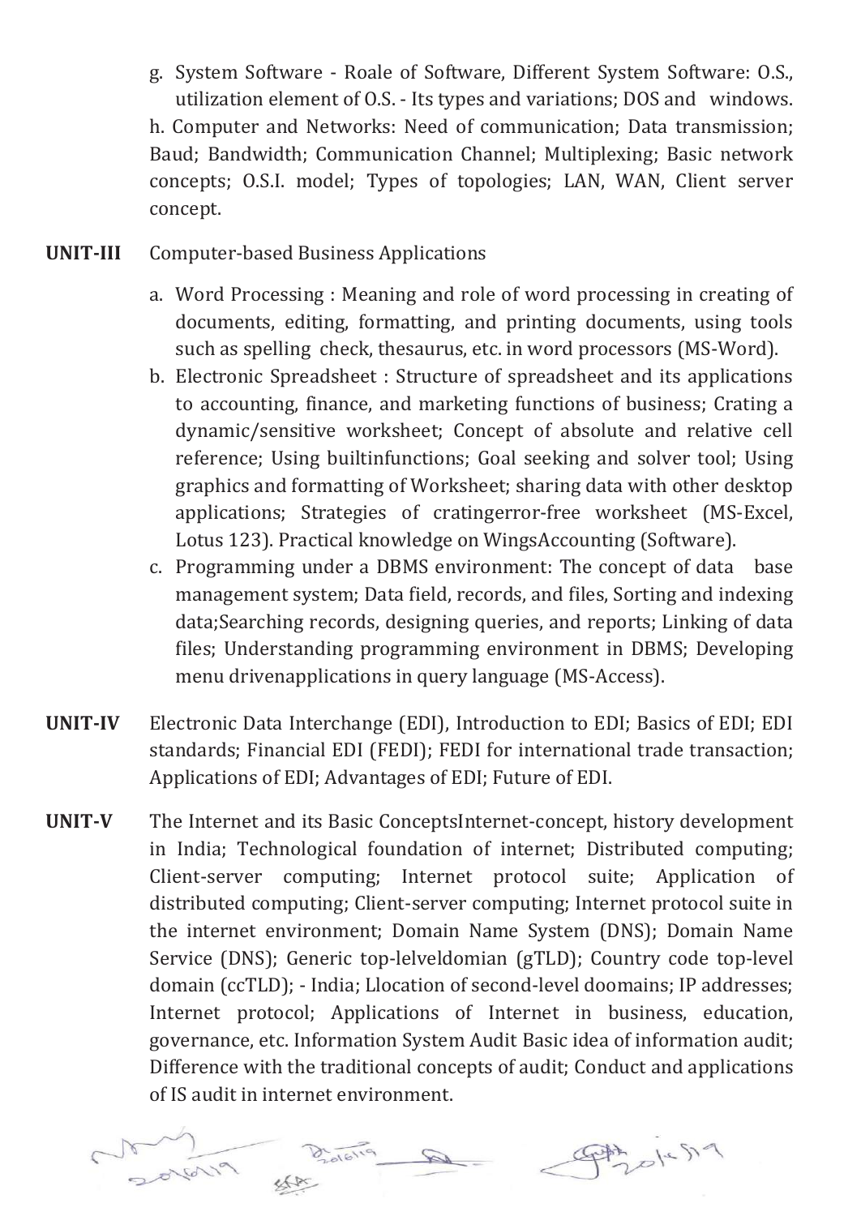g. System Software - Roale of Software, Different System Software: O.S., utilization element of O.S. - Its types and variations; DOS and windows.

h. Computer and Networks: Need of communication; Data transmission; Baud; Bandwidth; Communication Channel; Multiplexing; Basic network concepts; O.S.I. model; Types of topologies; LAN, WAN, Client server concept.

**UNIT-III** Computer-based Business Applications

a. Word Processing : Meaning and role of word processing in creating of documents, editing, formatting, and printing documents, using tools such as spelling check, thesaurus, etc. in word processors (MS-Word).

b. Electronic Spreadsheet : Structure of spreadsheet and its applications to accounting, finance, and marketing functions of business; Crating a dynamic/sensitive worksheet; Concept of absolute and relative cell reference; Using builtinfunctions; Goal seeking and solver tool; Using graphics and formatting of Worksheet; sharing data with other desktop applications; Strategies of cratingerror-free worksheet (MS-Excel, Lotus 123). Practical knowledge on WingsAccounting (Software).

c. Programming under a DBMS environment: The concept of data base management system; Data field, records, and files, Sorting and indexing data;Searching records, designing queries, and reports; Linking of data files; Understanding programming environment in DBMS; Developing menu drivenapplications in query language (MS-Access).

**UNIT-IV** Electronic Data Interchange (EDI), Introduction to EDI; Basics of EDI; EDI standards; Financial EDI (FEDI); FEDI for international trade transaction; Applications of EDI; Advantages of EDI; Future of EDI.

**UNIT-V** The Internet and its Basic ConceptsInternet-concept, history development in India; Technological foundation of internet; Distributed computing; Client-server computing; Internet protocol suite; Application of distributed computing; Client-server computing; Internet protocol suite in the internet environment; Domain Name System (DNS); Domain Name Service (DNS); Generic top-lelveldomian (gTLD); Country code top-level domain (ccTLD); - India; Llocation of second-level doomains; IP addresses; Internet protocol; Applications of Internet in business, education, governance, etc. Information System Audit Basic idea of information audit; Difference with the traditional concepts of audit; Conduct and applications of IS audit in internet environment.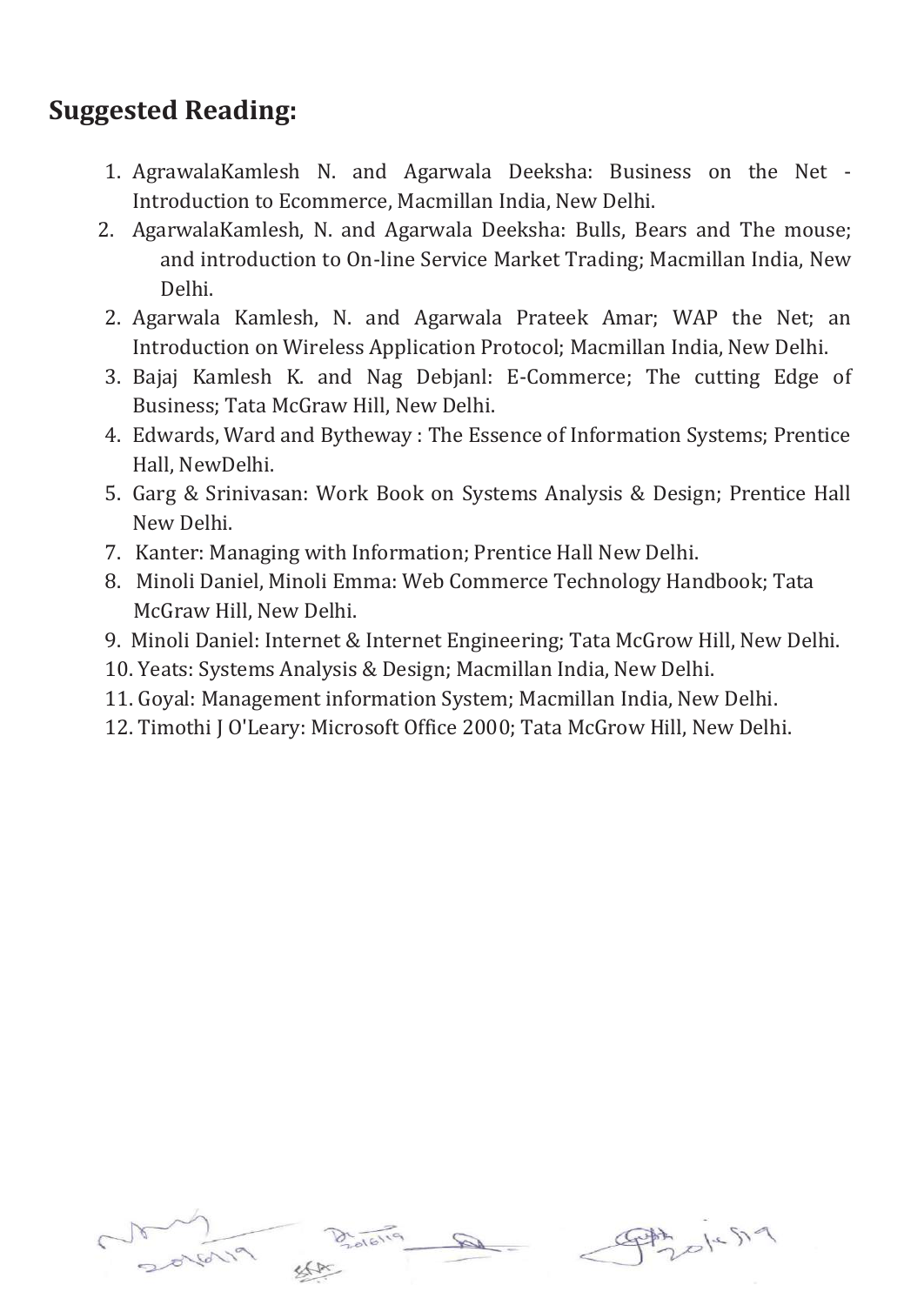## Suggested Reading:

1. AgrawalaKamlesh N. and Agarwala Deeksha: Business on the Net - Introduction to Ecommerce, Macmillan India, New Delhi.
2. AgarwalaKamlesh, N. and Agarwala Deeksha: Bulls, Bears and The mouse; and introduction to On-line Service Market Trading; Macmillan India, New Delhi.
2. Agarwala Kamlesh, N. and Agarwala Prateek Amar; WAP the Net; an Introduction on Wireless Application Protocol; Macmillan India, New Delhi.
3. Bajaj Kamlesh K. and Nag Debjanl: E-Commerce; The cutting Edge of Business; Tata McGraw Hill, New Delhi.
4. Edwards, Ward and Bytheway : The Essence of Information Systems; Prentice Hall, NewDelhi.
5. Garg & Srinivasan: Work Book on Systems Analysis & Design; Prentice Hall New Delhi.
7. Kanter: Managing with Information; Prentice Hall New Delhi.
8. Minoli Daniel, Minoli Emma: Web Commerce Technology Handbook; Tata McGraw Hill, New Delhi.
9. Minoli Daniel: Internet & Internet Engineering; Tata McGrow Hill, New Delhi.
10. Yeats: Systems Analysis & Design; Macmillan India, New Delhi.
11. Goyal: Management information System; Macmillan India, New Delhi.
12. Timothi J O'Leary: Microsoft Office 2000; Tata McGrow Hill, New Delhi.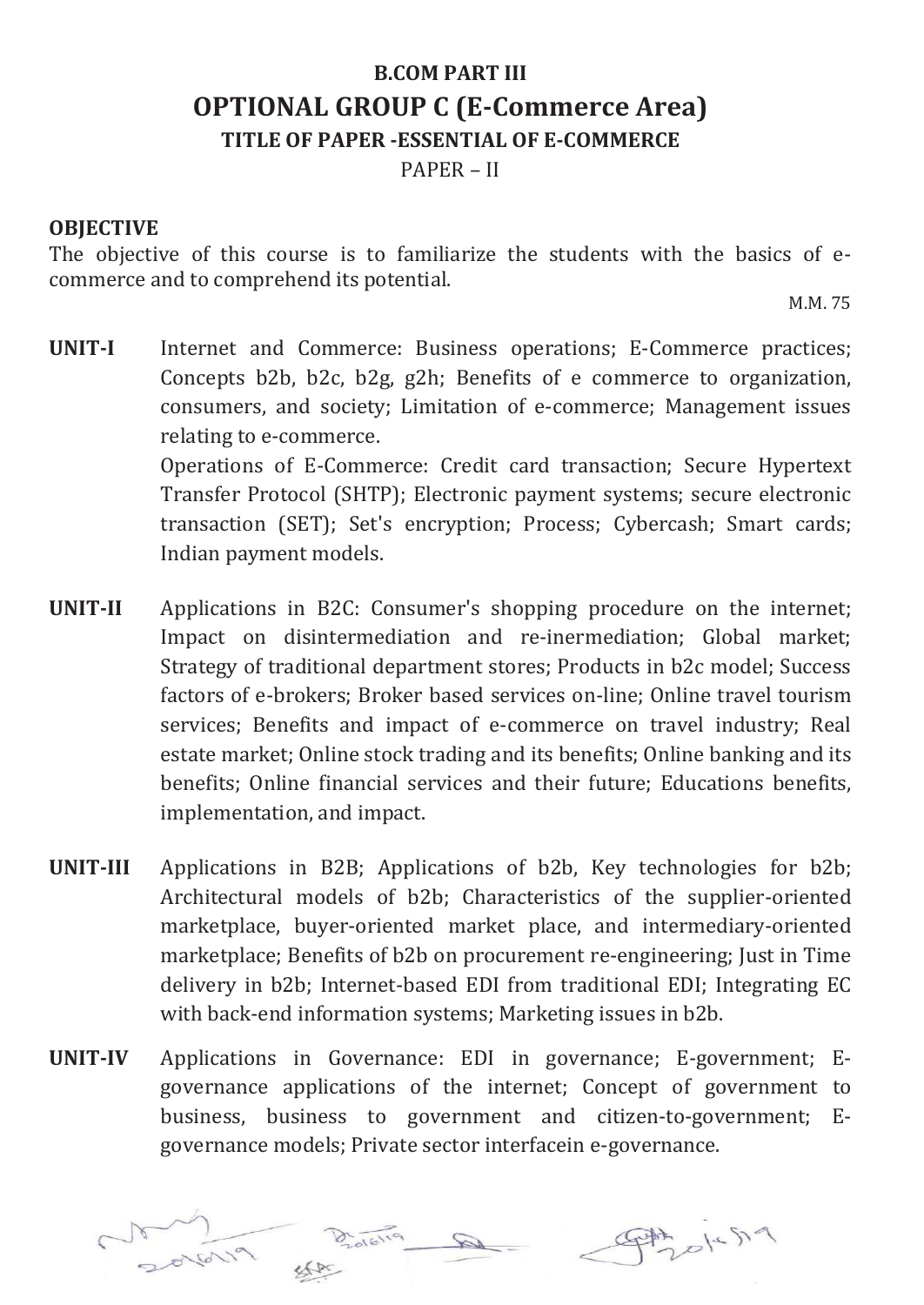# B.COM PART III

## OPTIONAL GROUP C (E-Commerce Area)

### TITLE OF PAPER -ESSENTIAL OF E-COMMERCE

PAPER – II

**OBJECTIVE**

The objective of this course is to familiarize the students with the basics of e-commerce and to comprehend its potential.

M.M. 75

**UNIT-I** Internet and Commerce: Business operations; E-Commerce practices; Concepts b2b, b2c, b2g, g2h; Benefits of e commerce to organization, consumers, and society; Limitation of e-commerce; Management issues relating to e-commerce.

Operations of E-Commerce: Credit card transaction; Secure Hypertext Transfer Protocol (SHTP); Electronic payment systems; secure electronic transaction (SET); Set's encryption; Process; Cybercash; Smart cards; Indian payment models.

**UNIT-II** Applications in B2C: Consumer's shopping procedure on the internet; Impact on disintermediation and re-inermediation; Global market; Strategy of traditional department stores; Products in b2c model; Success factors of e-brokers; Broker based services on-line; Online travel tourism services; Benefits and impact of e-commerce on travel industry; Real estate market; Online stock trading and its benefits; Online banking and its benefits; Online financial services and their future; Educations benefits, implementation, and impact.

**UNIT-III** Applications in B2B; Applications of b2b, Key technologies for b2b; Architectural models of b2b; Characteristics of the supplier-oriented marketplace, buyer-oriented market place, and intermediary-oriented marketplace; Benefits of b2b on procurement re-engineering; Just in Time delivery in b2b; Internet-based EDI from traditional EDI; Integrating EC with back-end information systems; Marketing issues in b2b.

**UNIT-IV** Applications in Governance: EDI in governance; E-government; E-governance applications of the internet; Concept of government to business, business to government and citizen-to-government; E-governance models; Private sector interfacein e-governance.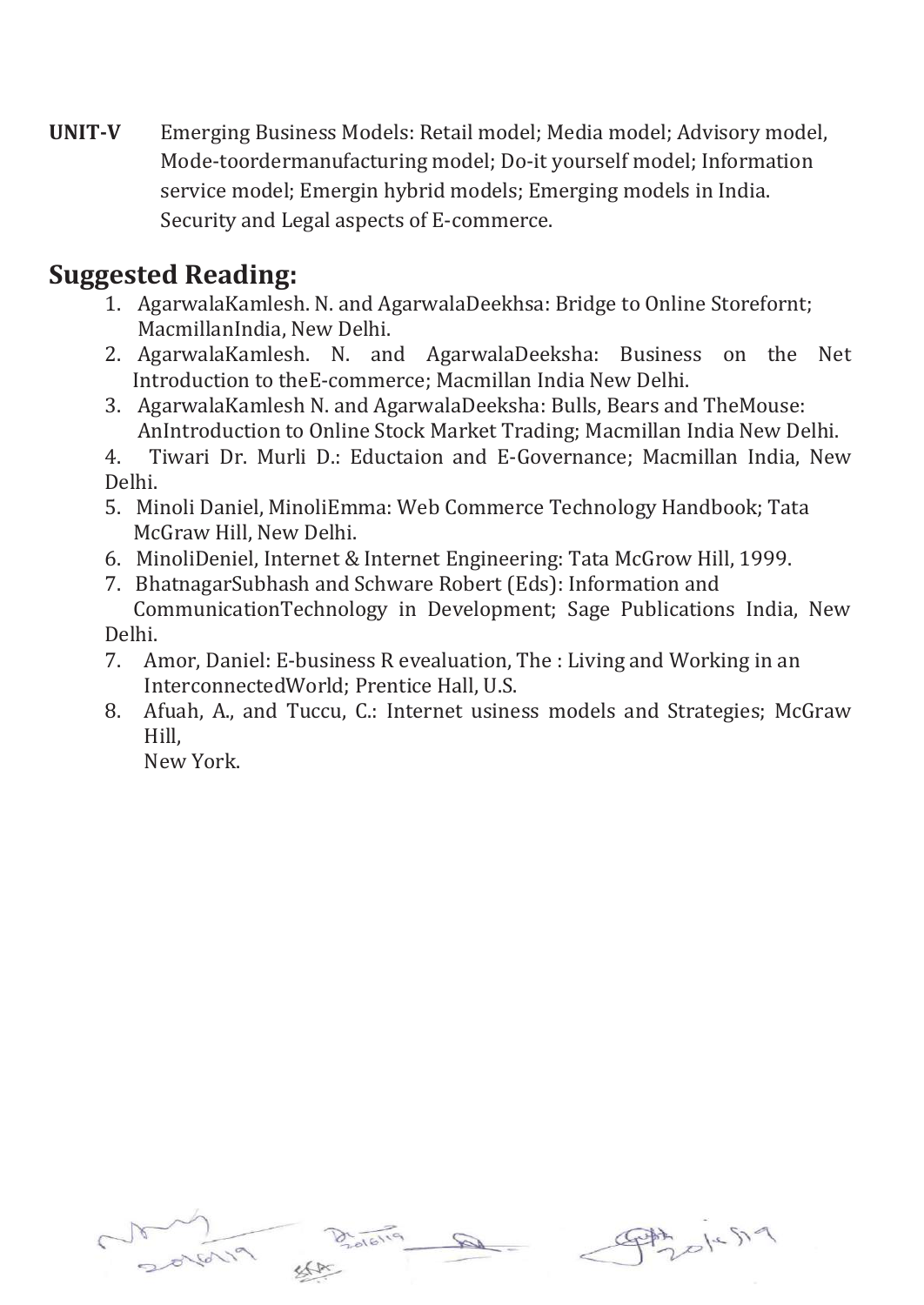**UNIT-V** Emerging Business Models: Retail model; Media model; Advisory model, Mode-toordermanufacturing model; Do-it yourself model; Information service model; Emergin hybrid models; Emerging models in India. Security and Legal aspects of E-commerce.

## Suggested Reading:

1. AgarwalaKamlesh. N. and AgarwalaDeekhsa: Bridge to Online Storefornt; MacmillanIndia, New Delhi.
2. AgarwalaKamlesh. N. and AgarwalaDeeksha: Business on the Net Introduction to theE-commerce; Macmillan India New Delhi.
3. AgarwalaKamlesh N. and AgarwalaDeeksha: Bulls, Bears and TheMouse: AnIntroduction to Online Stock Market Trading; Macmillan India New Delhi.
4. Tiwari Dr. Murli D.: Eductaion and E-Governance; Macmillan India, New Delhi.
5. Minoli Daniel, MinoliEmma: Web Commerce Technology Handbook; Tata McGraw Hill, New Delhi.
6. MinoliDeniel, Internet & Internet Engineering: Tata McGrow Hill, 1999.
7. BhatnagarSubhash and Schware Robert (Eds): Information and CommunicationTechnology in Development; Sage Publications India, New Delhi.
7. Amor, Daniel: E-business R evealuation, The : Living and Working in an InterconnectedWorld; Prentice Hall, U.S.
8. Afuah, A., and Tuccu, C.: Internet usiness models and Strategies; McGraw Hill, New York.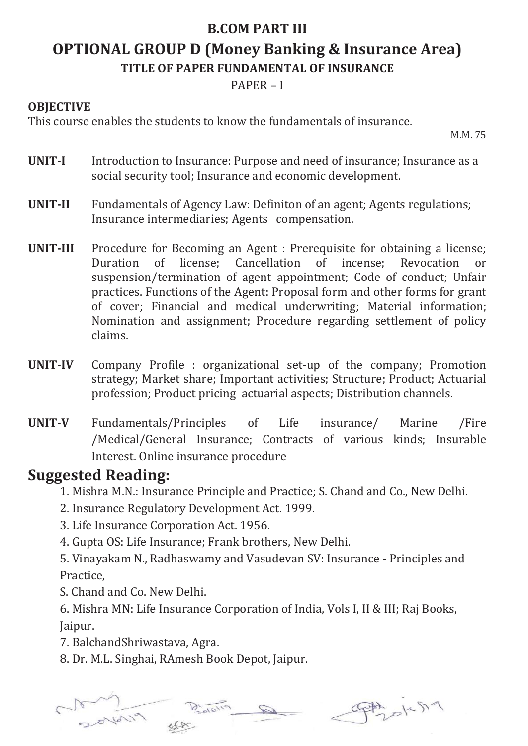# B.COM PART III

## OPTIONAL GROUP D (Money Banking & Insurance Area)

### TITLE OF PAPER FUNDAMENTAL OF INSURANCE

PAPER – I

**OBJECTIVE**

This course enables the students to know the fundamentals of insurance.

M.M. 75

**UNIT-I** Introduction to Insurance: Purpose and need of insurance; Insurance as a social security tool; Insurance and economic development.

**UNIT-II** Fundamentals of Agency Law: Definiton of an agent; Agents regulations; Insurance intermediaries; Agents compensation.

**UNIT-III** Procedure for Becoming an Agent : Prerequisite for obtaining a license; Duration of license; Cancellation of incense; Revocation or suspension/termination of agent appointment; Code of conduct; Unfair practices. Functions of the Agent: Proposal form and other forms for grant of cover; Financial and medical underwriting; Material information; Nomination and assignment; Procedure regarding settlement of policy claims.

**UNIT-IV** Company Profile : organizational set-up of the company; Promotion strategy; Market share; Important activities; Structure; Product; Actuarial profession; Product pricing actuarial aspects; Distribution channels.

**UNIT-V** Fundamentals/Principles of Life insurance/ Marine /Fire /Medical/General Insurance; Contracts of various kinds; Insurable Interest. Online insurance procedure

## Suggested Reading:

1. Mishra M.N.: Insurance Principle and Practice; S. Chand and Co., New Delhi.
2. Insurance Regulatory Development Act. 1999.
3. Life Insurance Corporation Act. 1956.
4. Gupta OS: Life Insurance; Frank brothers, New Delhi.
5. Vinayakam N., Radhaswamy and Vasudevan SV: Insurance - Principles and Practice,
   S. Chand and Co. New Delhi.
6. Mishra MN: Life Insurance Corporation of India, Vols I, II & III; Raj Books, Jaipur.
7. BalchandShriwastava, Agra.
8. Dr. M.L. Singhai, RAmesh Book Depot, Jaipur.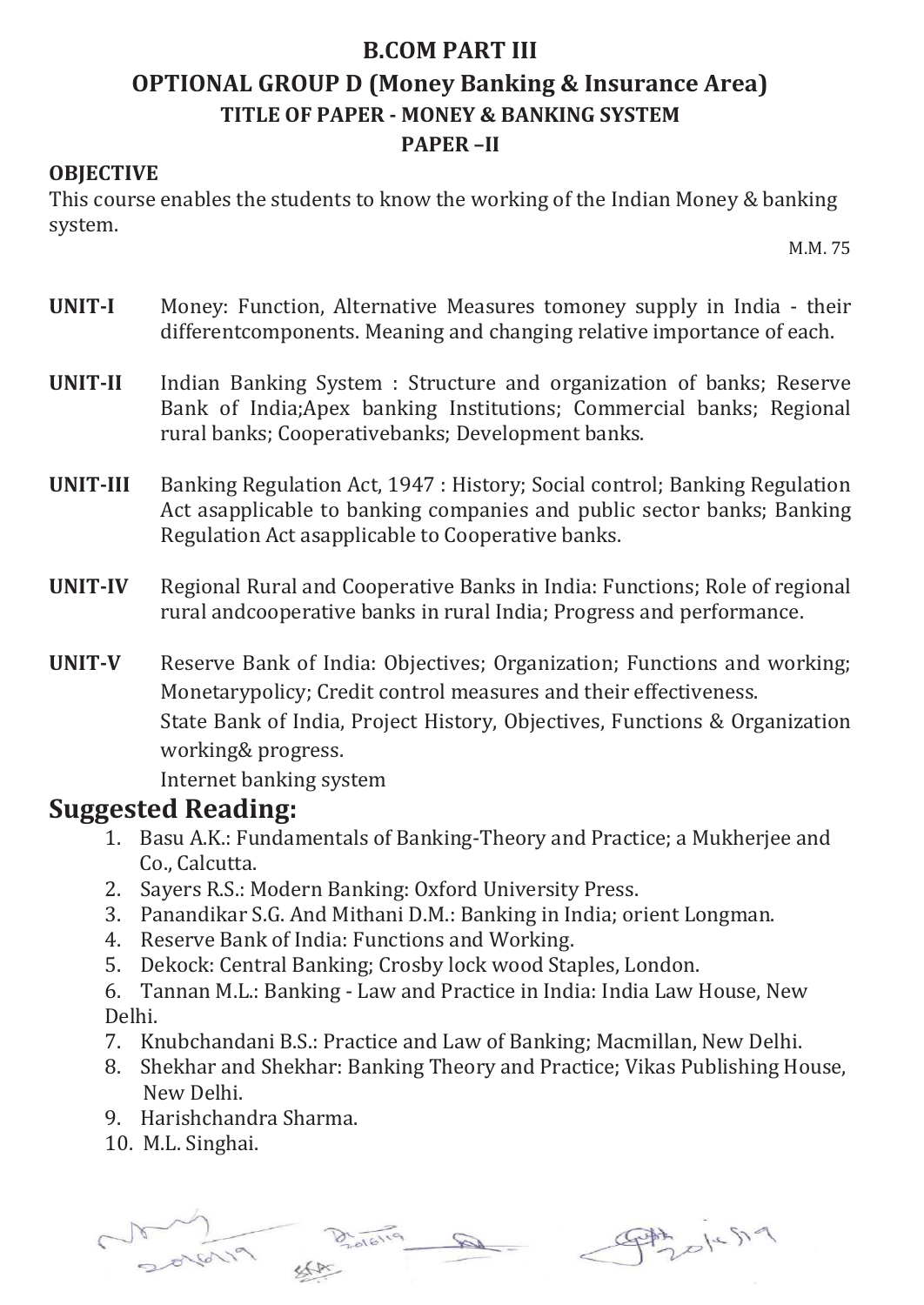# B.COM PART III

## OPTIONAL GROUP D (Money Banking & Insurance Area)

### TITLE OF PAPER - MONEY & BANKING SYSTEM

### PAPER –II

**OBJECTIVE**

This course enables the students to know the working of the Indian Money & banking system.

M.M. 75

**UNIT-I** Money: Function, Alternative Measures tomoney supply in India - their differentcomponents. Meaning and changing relative importance of each.

**UNIT-II** Indian Banking System : Structure and organization of banks; Reserve Bank of India;Apex banking Institutions; Commercial banks; Regional rural banks; Cooperativebanks; Development banks.

**UNIT-III** Banking Regulation Act, 1947 : History; Social control; Banking Regulation Act asapplicable to banking companies and public sector banks; Banking Regulation Act asapplicable to Cooperative banks.

**UNIT-IV** Regional Rural and Cooperative Banks in India: Functions; Role of regional rural andcooperative banks in rural India; Progress and performance.

**UNIT-V** Reserve Bank of India: Objectives; Organization; Functions and working; Monetarypolicy; Credit control measures and their effectiveness.

State Bank of India, Project History, Objectives, Functions & Organization working& progress.

Internet banking system

## Suggested Reading:

1. Basu A.K.: Fundamentals of Banking-Theory and Practice; a Mukherjee and Co., Calcutta.
2. Sayers R.S.: Modern Banking: Oxford University Press.
3. Panandikar S.G. And Mithani D.M.: Banking in India; orient Longman.
4. Reserve Bank of India: Functions and Working.
5. Dekock: Central Banking; Crosby lock wood Staples, London.
6. Tannan M.L.: Banking - Law and Practice in India: India Law House, New Delhi.
7. Knubchandani B.S.: Practice and Law of Banking; Macmillan, New Delhi.
8. Shekhar and Shekhar: Banking Theory and Practice; Vikas Publishing House, New Delhi.
9. Harishchandra Sharma.
10. M.L. Singhai.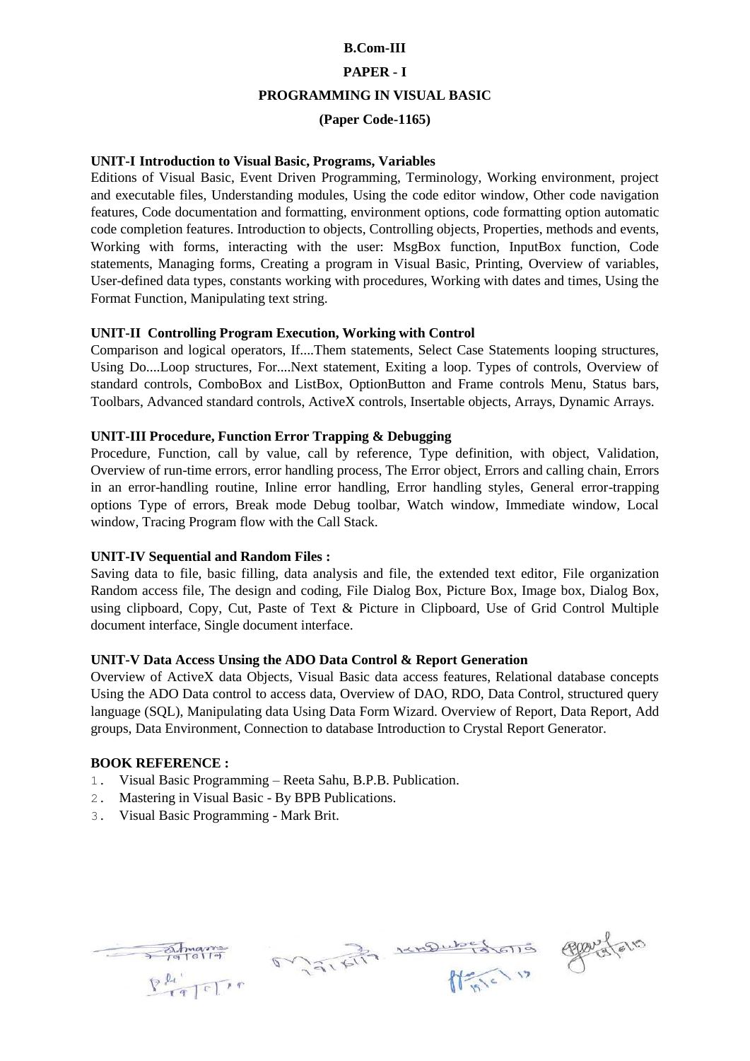**B.Com-III**

**PAPER - I**

**PROGRAMMING IN VISUAL BASIC**

**(Paper Code-1165)**

**UNIT-I Introduction to Visual Basic, Programs, Variables**

Editions of Visual Basic, Event Driven Programming, Terminology, Working environment, project and executable files, Understanding modules, Using the code editor window, Other code navigation features, Code documentation and formatting, environment options, code formatting option automatic code completion features. Introduction to objects, Controlling objects, Properties, methods and events, Working with forms, interacting with the user: MsgBox function, InputBox function, Code statements, Managing forms, Creating a program in Visual Basic, Printing, Overview of variables, User-defined data types, constants working with procedures, Working with dates and times, Using the Format Function, Manipulating text string.

**UNIT-II Controlling Program Execution, Working with Control**

Comparison and logical operators, If....Them statements, Select Case Statements looping structures, Using Do....Loop structures, For....Next statement, Exiting a loop. Types of controls, Overview of standard controls, ComboBox and ListBox, OptionButton and Frame controls Menu, Status bars, Toolbars, Advanced standard controls, ActiveX controls, Insertable objects, Arrays, Dynamic Arrays.

**UNIT-III Procedure, Function Error Trapping & Debugging**

Procedure, Function, call by value, call by reference, Type definition, with object, Validation, Overview of run-time errors, error handling process, The Error object, Errors and calling chain, Errors in an error-handling routine, Inline error handling, Error handling styles, General error-trapping options Type of errors, Break mode Debug toolbar, Watch window, Immediate window, Local window, Tracing Program flow with the Call Stack.

**UNIT-IV Sequential and Random Files :**

Saving data to file, basic filling, data analysis and file, the extended text editor, File organization Random access file, The design and coding, File Dialog Box, Picture Box, Image box, Dialog Box, using clipboard, Copy, Cut, Paste of Text & Picture in Clipboard, Use of Grid Control Multiple document interface, Single document interface.

**UNIT-V Data Access Unsing the ADO Data Control & Report Generation**

Overview of ActiveX data Objects, Visual Basic data access features, Relational database concepts Using the ADO Data control to access data, Overview of DAO, RDO, Data Control, structured query language (SQL), Manipulating data Using Data Form Wizard. Overview of Report, Data Report, Add groups, Data Environment, Connection to database Introduction to Crystal Report Generator.

**BOOK REFERENCE :**

1. Visual Basic Programming – Reeta Sahu, B.P.B. Publication.
2. Mastering in Visual Basic - By BPB Publications.
3. Visual Basic Programming - Mark Brit.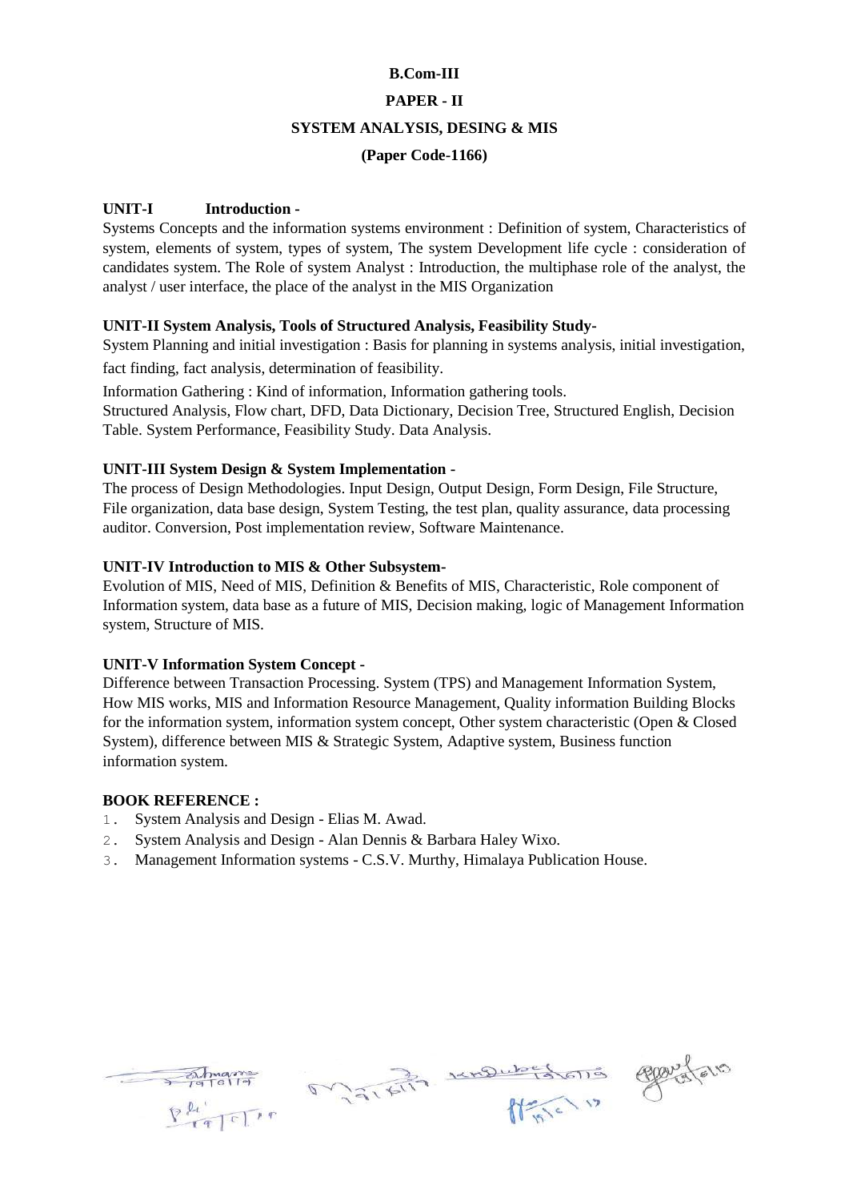**B.Com-III**

**PAPER - II**

**SYSTEM ANALYSIS, DESING & MIS**

**(Paper Code-1166)**

**UNIT-I Introduction -**

Systems Concepts and the information systems environment : Definition of system, Characteristics of system, elements of system, types of system, The system Development life cycle : consideration of candidates system. The Role of system Analyst : Introduction, the multiphase role of the analyst, the analyst / user interface, the place of the analyst in the MIS Organization

**UNIT-II System Analysis, Tools of Structured Analysis, Feasibility Study-**

System Planning and initial investigation : Basis for planning in systems analysis, initial investigation, fact finding, fact analysis, determination of feasibility.

Information Gathering : Kind of information, Information gathering tools.

Structured Analysis, Flow chart, DFD, Data Dictionary, Decision Tree, Structured English, Decision Table. System Performance, Feasibility Study. Data Analysis.

**UNIT-III System Design & System Implementation -**

The process of Design Methodologies. Input Design, Output Design, Form Design, File Structure, File organization, data base design, System Testing, the test plan, quality assurance, data processing auditor. Conversion, Post implementation review, Software Maintenance.

**UNIT-IV Introduction to MIS & Other Subsystem-**

Evolution of MIS, Need of MIS, Definition & Benefits of MIS, Characteristic, Role component of Information system, data base as a future of MIS, Decision making, logic of Management Information system, Structure of MIS.

**UNIT-V Information System Concept -**

Difference between Transaction Processing. System (TPS) and Management Information System, How MIS works, MIS and Information Resource Management, Quality information Building Blocks for the information system, information system concept, Other system characteristic (Open & Closed System), difference between MIS & Strategic System, Adaptive system, Business function information system.

**BOOK REFERENCE :**

1. System Analysis and Design - Elias M. Awad.
2. System Analysis and Design - Alan Dennis & Barbara Haley Wixo.
3. Management Information systems - C.S.V. Murthy, Himalaya Publication House.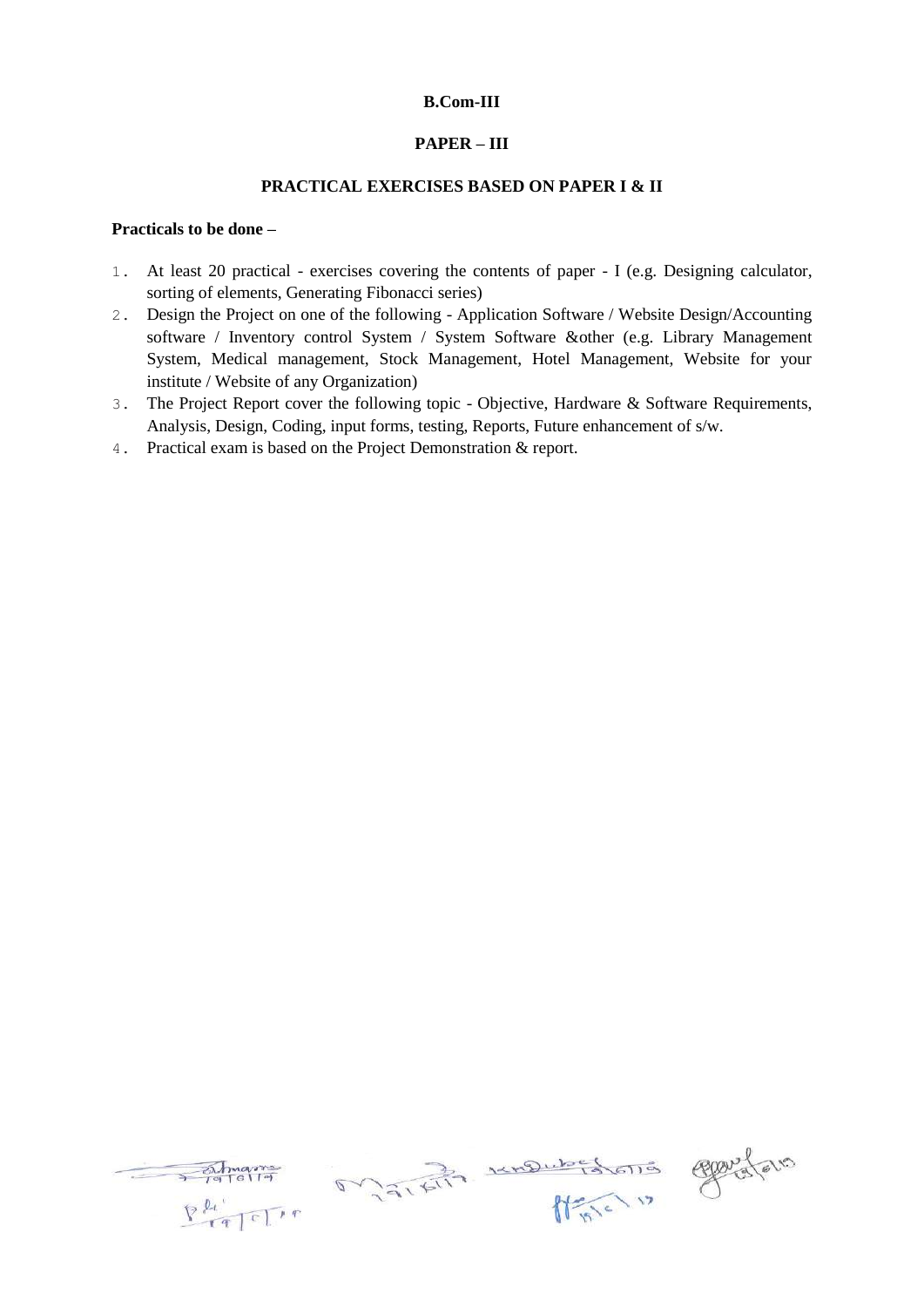**B.Com-III**

**PAPER – III**

**PRACTICAL EXERCISES BASED ON PAPER I & II**

**Practicals to be done –**

1. At least 20 practical - exercises covering the contents of paper - I (e.g. Designing calculator, sorting of elements, Generating Fibonacci series)
2. Design the Project on one of the following - Application Software / Website Design/Accounting software / Inventory control System / System Software &other (e.g. Library Management System, Medical management, Stock Management, Hotel Management, Website for your institute / Website of any Organization)
3. The Project Report cover the following topic - Objective, Hardware & Software Requirements, Analysis, Design, Coding, input forms, testing, Reports, Future enhancement of s/w.
4. Practical exam is based on the Project Demonstration & report.